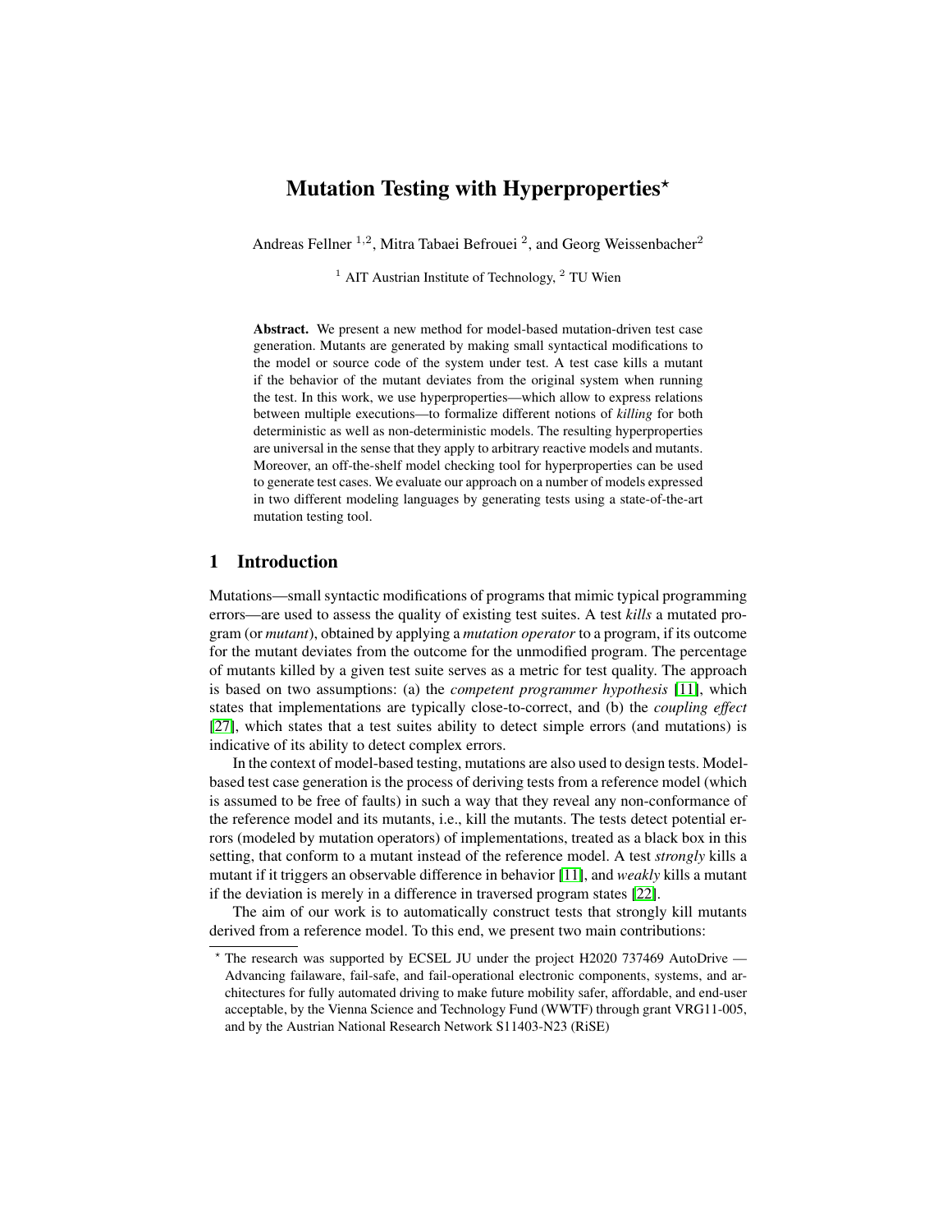# Mutation Testing with Hyperproperties*

Andreas Fellner [1,2], Mitra Tabaei Befrouei [2], and Georg Weissenbacher[2]

[1] AIT Austrian Institute of Technology, [2] TU Wien

**Abstract.** We present a new method for model-based mutation-driven test case generation. Mutants are generated by making small syntactical modifications to the model or source code of the system under test. A test case kills a mutant if the behavior of the mutant deviates from the original system when running the test. In this work, we use hyperproperties—which allow to express relations between multiple executions—to formalize different notions of *killing* for both deterministic as well as non-deterministic models. The resulting hyperproperties are universal in the sense that they apply to arbitrary reactive models and mutants. Moreover, an off-the-shelf model checking tool for hyperproperties can be used to generate test cases. We evaluate our approach on a number of models expressed in two different modeling languages by generating tests using a state-of-the-art mutation testing tool.

## 1 Introduction

Mutations—small syntactic modifications of programs that mimic typical programming errors—are used to assess the quality of existing test suites. A test *kills* a mutated program (or *mutant*), obtained by applying a *mutation operator* to a program, if its outcome for the mutant deviates from the outcome for the unmodified program. The percentage of mutants killed by a given test suite serves as a metric for test quality. The approach is based on two assumptions: (a) the *competent programmer hypothesis* [11], which states that implementations are typically close-to-correct, and (b) the *coupling effect* [27], which states that a test suites ability to detect simple errors (and mutations) is indicative of its ability to detect complex errors.

In the context of model-based testing, mutations are also used to design tests. Model-based test case generation is the process of deriving tests from a reference model (which is assumed to be free of faults) in such a way that they reveal any non-conformance of the reference model and its mutants, i.e., kill the mutants. The tests detect potential errors (modeled by mutation operators) of implementations, treated as a black box in this setting, that conform to a mutant instead of the reference model. A test *strongly* kills a mutant if it triggers an observable difference in behavior [11], and *weakly* kills a mutant if the deviation is merely in a difference in traversed program states [22].

The aim of our work is to automatically construct tests that strongly kill mutants derived from a reference model. To this end, we present two main contributions:

* The research was supported by ECSEL JU under the project H2020 737469 AutoDrive — Advancing failaware, fail-safe, and fail-operational electronic components, systems, and architectures for fully automated driving to make future mobility safer, affordable, and end-user acceptable, by the Vienna Science and Technology Fund (WWTF) through grant VRG11-005, and by the Austrian National Research Network S11403-N23 (RiSE)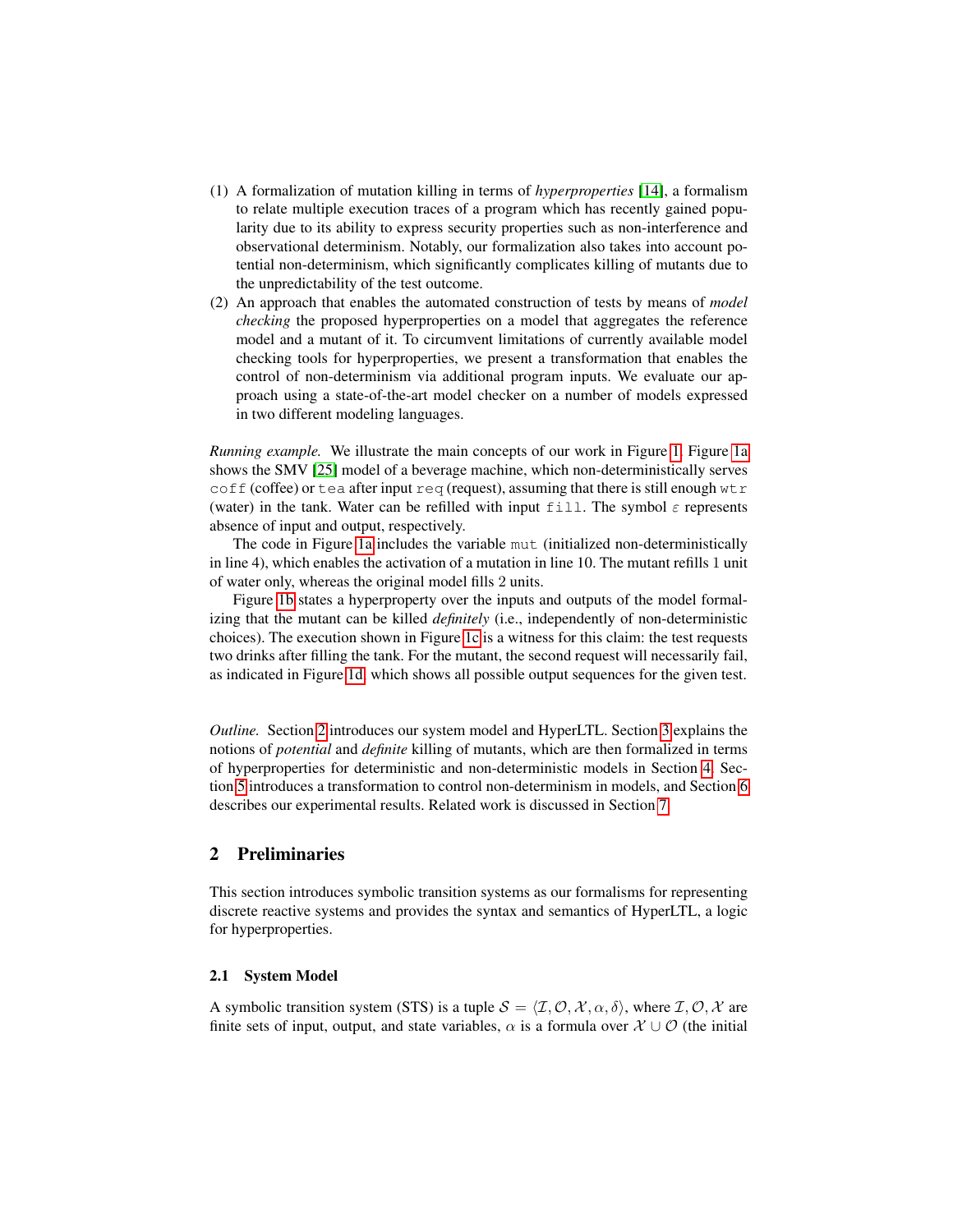(1) A formalization of mutation killing in terms of *hyperproperties* [14], a formalism to relate multiple execution traces of a program which has recently gained popularity due to its ability to express security properties such as non-interference and observational determinism. Notably, our formalization also takes into account potential non-determinism, which significantly complicates killing of mutants due to the unpredictability of the test outcome.

(2) An approach that enables the automated construction of tests by means of *model checking* the proposed hyperproperties on a model that aggregates the reference model and a mutant of it. To circumvent limitations of currently available model checking tools for hyperproperties, we present a transformation that enables the control of non-determinism via additional program inputs. We evaluate our approach using a state-of-the-art model checker on a number of models expressed in two different modeling languages.

*Running example.* We illustrate the main concepts of our work in Figure 1. Figure 1a shows the SMV [25] model of a beverage machine, which non-deterministically serves `coff` (coffee) or `tea` after input `req` (request), assuming that there is still enough `wtr` (water) in the tank. Water can be refilled with input `fill`. The symbol $\varepsilon$ represents absence of input and output, respectively.

The code in Figure 1a includes the variable `mut` (initialized non-deterministically in line 4), which enables the activation of a mutation in line 10. The mutant refills 1 unit of water only, whereas the original model fills 2 units.

Figure 1b states a hyperproperty over the inputs and outputs of the model formalizing that the mutant can be killed *definitely* (i.e., independently of non-deterministic choices). The execution shown in Figure 1c is a witness for this claim: the test requests two drinks after filling the tank. For the mutant, the second request will necessarily fail, as indicated in Figure 1d, which shows all possible output sequences for the given test.

*Outline.* Section 2 introduces our system model and HyperLTL. Section 3 explains the notions of *potential* and *definite* killing of mutants, which are then formalized in terms of hyperproperties for deterministic and non-deterministic models in Section 4. Section 5 introduces a transformation to control non-determinism in models, and Section 6 describes our experimental results. Related work is discussed in Section 7.

## 2 Preliminaries

This section introduces symbolic transition systems as our formalisms for representing discrete reactive systems and provides the syntax and semantics of HyperLTL, a logic for hyperproperties.

### 2.1 System Model

A symbolic transition system (STS) is a tuple $\mathcal{S} = \langle \mathcal{I}, \mathcal{O}, \mathcal{X}, \alpha, \delta \rangle$, where $\mathcal{I}, \mathcal{O}, \mathcal{X}$ are finite sets of input, output, and state variables, $\alpha$ is a formula over $\mathcal{X} \cup \mathcal{O}$ (the initial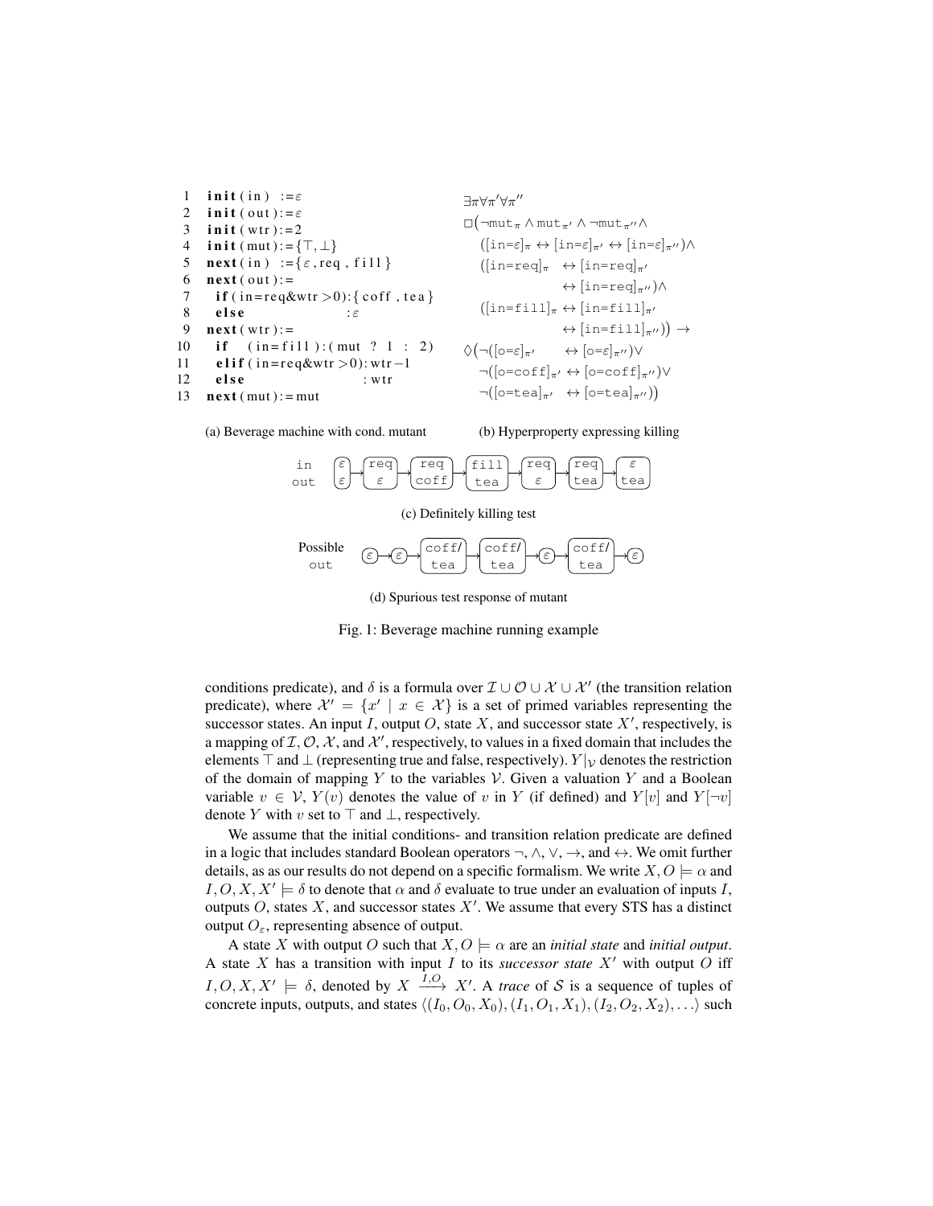```
1  init(in)  :=ε
2  init(out):=ε
3  init(wtr):=2
4  init(mut):={⊤,⊥}
5  next(in)  :={ε,req,fill}
6  next(out):=
7    if(in=req&wtr>0):{coff,tea}
8    else              :ε
9  next(wtr):=
10   if  (in=fill):(mut ? 1 : 2)
11   elif(in=req&wtr>0):wtr−1
12   else               :wtr
13 next(mut):=mut
```

(a) Beverage machine with cond. mutant

$$
\begin{aligned}
&\exists\pi\forall\pi'\forall\pi''\\
&\Box\big(\neg\mathtt{mut}_{\pi}\wedge\mathtt{mut}_{\pi'}\wedge\neg\mathtt{mut}_{\pi''}\wedge\\
&\quad([\mathtt{in}{=}\varepsilon]_{\pi}\leftrightarrow[\mathtt{in}{=}\varepsilon]_{\pi'}\leftrightarrow[\mathtt{in}{=}\varepsilon]_{\pi''})\wedge\\
&\quad([\mathtt{in}{=}\mathtt{req}]_{\pi}\leftrightarrow[\mathtt{in}{=}\mathtt{req}]_{\pi'}\\
&\qquad\qquad\leftrightarrow[\mathtt{in}{=}\mathtt{req}]_{\pi''})\wedge\\
&\quad([\mathtt{in}{=}\mathtt{fill}]_{\pi}\leftrightarrow[\mathtt{in}{=}\mathtt{fill}]_{\pi'}\\
&\qquad\qquad\leftrightarrow[\mathtt{in}{=}\mathtt{fill}]_{\pi''})\big)\rightarrow\\
&\Diamond\big(\neg([\mathtt{o}{=}\varepsilon]_{\pi'}\leftrightarrow[\mathtt{o}{=}\varepsilon]_{\pi''})\vee\\
&\quad\neg([\mathtt{o}{=}\mathtt{coff}]_{\pi'}\leftrightarrow[\mathtt{o}{=}\mathtt{coff}]_{\pi''})\vee\\
&\quad\neg([\mathtt{o}{=}\mathtt{tea}]_{\pi'}\leftrightarrow[\mathtt{o}{=}\mathtt{tea}]_{\pi''})\big)
\end{aligned}
$$

(b) Hyperproperty expressing killing

| in | ε | req | req | fill | req | req | ε |
|---|---|---|---|---|---|---|---|
| out | ε | ε | coff | tea | ε | tea | tea |

(c) Definitely killing test

| Possible out | ε | ε | coff/tea | coff/tea | ε | coff/tea | ε |
|---|---|---|---|---|---|---|---|

(d) Spurious test response of mutant

Fig. 1: Beverage machine running example

conditions predicate), and $\delta$ is a formula over $\mathcal{I}\cup\mathcal{O}\cup\mathcal{X}\cup\mathcal{X}'$ (the transition relation predicate), where $\mathcal{X}'=\{x'\mid x\in\mathcal{X}\}$ is a set of primed variables representing the successor states. An input $I$, output $O$, state $X$, and successor state $X'$, respectively, is a mapping of $\mathcal{I},\mathcal{O},\mathcal{X}$, and $\mathcal{X}'$, respectively, to values in a fixed domain that includes the elements $\top$ and $\bot$ (representing true and false, respectively). $Y|_{\mathcal{V}}$ denotes the restriction of the domain of mapping $Y$ to the variables $\mathcal{V}$. Given a valuation $Y$ and a Boolean variable $v\in\mathcal{V}$, $Y(v)$ denotes the value of $v$ in $Y$ (if defined) and $Y[v]$ and $Y[\neg v]$ denote $Y$ with $v$ set to $\top$ and $\bot$, respectively.

We assume that the initial conditions- and transition relation predicate are defined in a logic that includes standard Boolean operators $\neg,\wedge,\vee,\rightarrow$, and $\leftrightarrow$. We omit further details, as as our results do not depend on a specific formalism. We write $X,O\models\alpha$ and $I,O,X,X'\models\delta$ to denote that $\alpha$ and $\delta$ evaluate to true under an evaluation of inputs $I$, outputs $O$, states $X$, and successor states $X'$. We assume that every STS has a distinct output $O_\varepsilon$, representing absence of output.

A state $X$ with output $O$ such that $X,O\models\alpha$ are an *initial state* and *initial output*. A state $X$ has a transition with input $I$ to its *successor state* $X'$ with output $O$ iff $I,O,X,X'\models\delta$, denoted by $X\xrightarrow{I,O}X'$. A *trace* of $\mathcal{S}$ is a sequence of tuples of concrete inputs, outputs, and states $\langle(I_0,O_0,X_0),(I_1,O_1,X_1),(I_2,O_2,X_2),\ldots\rangle$ such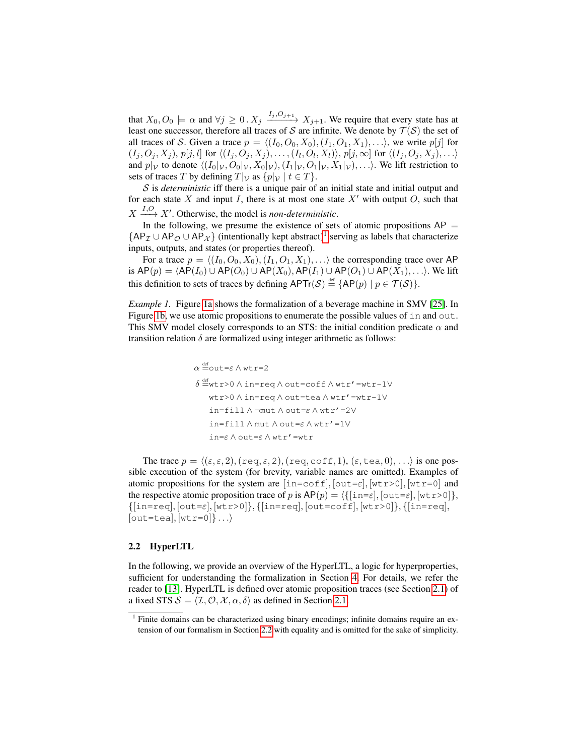that $X_0, O_0 \models \alpha$ and $\forall j \geq 0 \,.\, X_j \xrightarrow{I_j, O_{j+1}} X_{j+1}$. We require that every state has at least one successor, therefore all traces of $\mathcal{S}$ are infinite. We denote by $\mathcal{T}(\mathcal{S})$ the set of all traces of $\mathcal{S}$. Given a trace $p = \langle (I_0, O_0, X_0), (I_1, O_1, X_1), \ldots \rangle$, we write $p[j]$ for $(I_j, O_j, X_j)$, $p[j, l]$ for $\langle (I_j, O_j, X_j), \ldots, (I_l, O_l, X_l) \rangle$, $p[j, \infty]$ for $\langle (I_j, O_j, X_j), \ldots \rangle$ and $p|_{\mathcal{V}}$ to denote $\langle (I_0|_{\mathcal{V}}, O_0|_{\mathcal{V}}, X_0|_{\mathcal{V}}), (I_1|_{\mathcal{V}}, O_1|_{\mathcal{V}}, X_1|_{\mathcal{V}}), \ldots \rangle$. We lift restriction to sets of traces $T$ by defining $T|_{\mathcal{V}}$ as $\{p|_{\mathcal{V}} \mid t \in T\}$.

$\mathcal{S}$ is *deterministic* iff there is a unique pair of an initial state and initial output and for each state $X$ and input $I$, there is at most one state $X'$ with output $O$, such that $X \xrightarrow{I,O} X'$. Otherwise, the model is *non-deterministic*.

In the following, we presume the existence of sets of atomic propositions $\mathsf{AP} = \{\mathsf{AP}_{\mathcal{I}} \cup \mathsf{AP}_{\mathcal{O}} \cup \mathsf{AP}_{\mathcal{X}}\}$ (intentionally kept abstract)[1] serving as labels that characterize inputs, outputs, and states (or properties thereof).

For a trace $p = \langle (I_0, O_0, X_0), (I_1, O_1, X_1), \ldots \rangle$ the corresponding trace over AP is $\mathsf{AP}(p) = \langle \mathsf{AP}(I_0) \cup \mathsf{AP}(O_0) \cup \mathsf{AP}(X_0), \mathsf{AP}(I_1) \cup \mathsf{AP}(O_1) \cup \mathsf{AP}(X_1), \ldots \rangle$. We lift this definition to sets of traces by defining $\mathsf{APTr}(\mathcal{S}) \stackrel{\text{def}}{=} \{\mathsf{AP}(p) \mid p \in \mathcal{T}(\mathcal{S})\}$.

*Example 1.* Figure 1a shows the formalization of a beverage machine in SMV [25]. In Figure 1b, we use atomic propositions to enumerate the possible values of `in` and `out`. This SMV model closely corresponds to an STS: the initial condition predicate $\alpha$ and transition relation $\delta$ are formalized using integer arithmetic as follows:

$$
\begin{aligned}
\alpha \stackrel{\text{def}}{=} & \texttt{out}{=}\varepsilon \wedge \texttt{wtr}{=}2 \\
\delta \stackrel{\text{def}}{=} & \texttt{wtr}{>}0 \wedge \texttt{in}{=}\texttt{req} \wedge \texttt{out}{=}\texttt{coff} \wedge \texttt{wtr'}{=}\texttt{wtr}{-}1 \vee \\
& \texttt{wtr}{>}0 \wedge \texttt{in}{=}\texttt{req} \wedge \texttt{out}{=}\texttt{tea} \wedge \texttt{wtr'}{=}\texttt{wtr}{-}1 \vee \\
& \texttt{in}{=}\texttt{fill} \wedge \neg\texttt{mut} \wedge \texttt{out}{=}\varepsilon \wedge \texttt{wtr'}{=}2 \vee \\
& \texttt{in}{=}\texttt{fill} \wedge \texttt{mut} \wedge \texttt{out}{=}\varepsilon \wedge \texttt{wtr'}{=}1 \vee \\
& \texttt{in}{=}\varepsilon \wedge \texttt{out}{=}\varepsilon \wedge \texttt{wtr'}{=}\texttt{wtr}
\end{aligned}
$$

The trace $p = \langle (\varepsilon, \varepsilon, 2), (\texttt{req}, \varepsilon, 2), (\texttt{req}, \texttt{coff}, 1), (\varepsilon, \texttt{tea}, 0), \ldots \rangle$ is one possible execution of the system (for brevity, variable names are omitted). Examples of atomic propositions for the system are $[\texttt{in=coff}]$, $[\texttt{out=}\varepsilon]$, $[\texttt{wtr>0}]$, $[\texttt{wtr=0}]$ and the respective atomic proposition trace of $p$ is $\mathsf{AP}(p) = \langle \{[\texttt{in=}\varepsilon], [\texttt{out=}\varepsilon], [\texttt{wtr>0}]\}, \{[\texttt{in=req}], [\texttt{out=}\varepsilon], [\texttt{wtr>0}]\}, \{[\texttt{in=req}], [\texttt{out=coff}], [\texttt{wtr>0}]\}, \{[\texttt{in=req}], [\texttt{out=tea}], [\texttt{wtr=0}]\} \ldots \rangle$

### 2.2 HyperLTL

In the following, we provide an overview of the HyperLTL, a logic for hyperproperties, sufficient for understanding the formalization in Section 4. For details, we refer the reader to [13]. HyperLTL is defined over atomic proposition traces (see Section 2.1) of a fixed STS $\mathcal{S} = \langle \mathcal{I}, \mathcal{O}, \mathcal{X}, \alpha, \delta \rangle$ as defined in Section 2.1.

---

[1] Finite domains can be characterized using binary encodings; infinite domains require an extension of our formalism in Section 2.2 with equality and is omitted for the sake of simplicity.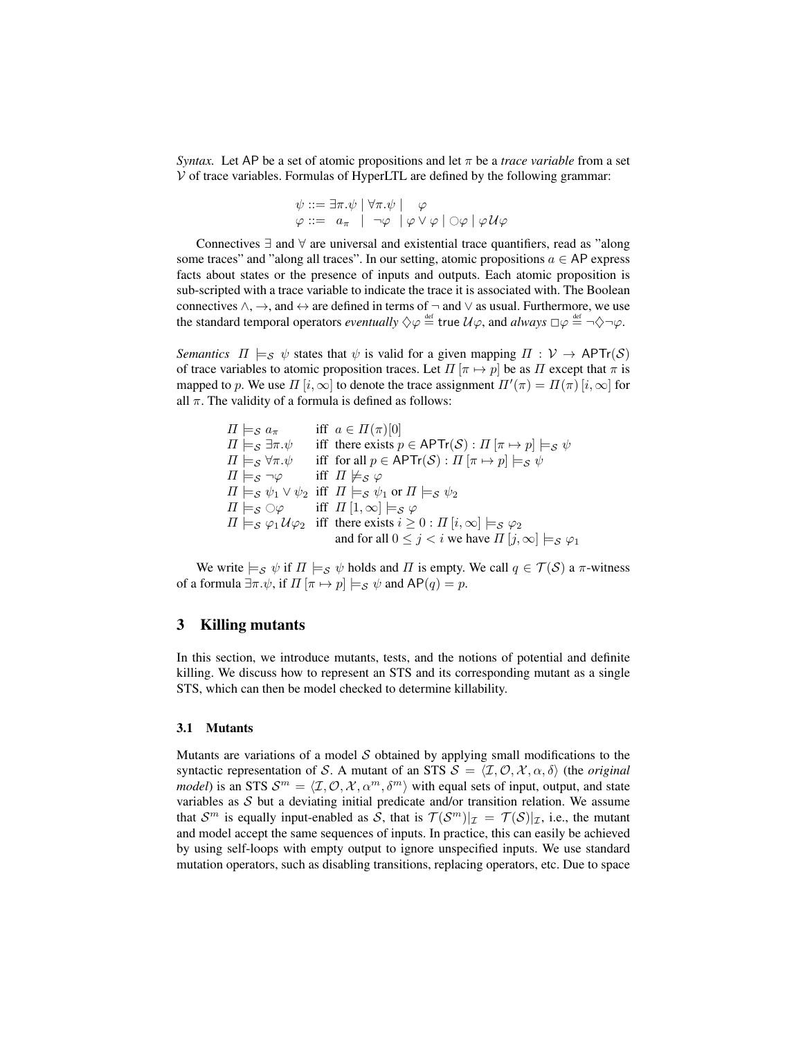*Syntax.* Let $\mathsf{AP}$ be a set of atomic propositions and let $\pi$ be a *trace variable* from a set $\mathcal{V}$ of trace variables. Formulas of HyperLTL are defined by the following grammar:

$$
\begin{aligned}
\psi &::= \exists \pi.\psi \mid \forall \pi.\psi \mid \quad \varphi \\
\varphi &::= \quad a_\pi \quad \mid \quad \neg\varphi \quad \mid \varphi \vee \varphi \mid \bigcirc\varphi \mid \varphi\,\mathcal{U}\varphi
\end{aligned}
$$

Connectives $\exists$ and $\forall$ are universal and existential trace quantifiers, read as "along some traces" and "along all traces". In our setting, atomic propositions $a \in \mathsf{AP}$ express facts about states or the presence of inputs and outputs. Each atomic proposition is sub-scripted with a trace variable to indicate the trace it is associated with. The Boolean connectives $\wedge$, $\rightarrow$, and $\leftrightarrow$ are defined in terms of $\neg$ and $\vee$ as usual. Furthermore, we use the standard temporal operators *eventually* $\Diamond\varphi \stackrel{\text{def}}{=} \mathsf{true}\,\mathcal{U}\varphi$, and *always* $\Box\varphi \stackrel{\text{def}}{=} \neg\Diamond\neg\varphi$.

*Semantics* $\Pi \models_{\mathcal{S}} \psi$ states that $\psi$ is valid for a given mapping $\Pi : \mathcal{V} \rightarrow \mathsf{APTr}(\mathcal{S})$ of trace variables to atomic proposition traces. Let $\Pi[\pi \mapsto p]$ be as $\Pi$ except that $\pi$ is mapped to $p$. We use $\Pi[i, \infty]$ to denote the trace assignment $\Pi'(\pi) = \Pi(\pi)[i, \infty]$ for all $\pi$. The validity of a formula is defined as follows:

$$
\begin{array}{lll}
\Pi \models_{\mathcal{S}} a_\pi & \text{iff} & a \in \Pi(\pi)[0] \\
\Pi \models_{\mathcal{S}} \exists\pi.\psi & \text{iff} & \text{there exists } p \in \mathsf{APTr}(\mathcal{S}) : \Pi[\pi \mapsto p] \models_{\mathcal{S}} \psi \\
\Pi \models_{\mathcal{S}} \forall\pi.\psi & \text{iff} & \text{for all } p \in \mathsf{APTr}(\mathcal{S}) : \Pi[\pi \mapsto p] \models_{\mathcal{S}} \psi \\
\Pi \models_{\mathcal{S}} \neg\varphi & \text{iff} & \Pi \not\models_{\mathcal{S}} \varphi \\
\Pi \models_{\mathcal{S}} \psi_1 \vee \psi_2 & \text{iff} & \Pi \models_{\mathcal{S}} \psi_1 \text{ or } \Pi \models_{\mathcal{S}} \psi_2 \\
\Pi \models_{\mathcal{S}} \bigcirc\varphi & \text{iff} & \Pi[1, \infty] \models_{\mathcal{S}} \varphi \\
\Pi \models_{\mathcal{S}} \varphi_1 \mathcal{U} \varphi_2 & \text{iff} & \text{there exists } i \geq 0 : \Pi[i, \infty] \models_{\mathcal{S}} \varphi_2 \\
 & & \text{and for all } 0 \leq j < i \text{ we have } \Pi[j, \infty] \models_{\mathcal{S}} \varphi_1
\end{array}
$$

We write $\models_{\mathcal{S}} \psi$ if $\Pi \models_{\mathcal{S}} \psi$ holds and $\Pi$ is empty. We call $q \in \mathcal{T}(\mathcal{S})$ a $\pi$-witness of a formula $\exists\pi.\psi$, if $\Pi[\pi \mapsto p] \models_{\mathcal{S}} \psi$ and $\mathsf{AP}(q) = p$.

## 3 Killing mutants

In this section, we introduce mutants, tests, and the notions of potential and definite killing. We discuss how to represent an STS and its corresponding mutant as a single STS, which can then be model checked to determine killability.

### 3.1 Mutants

Mutants are variations of a model $\mathcal{S}$ obtained by applying small modifications to the syntactic representation of $\mathcal{S}$. A mutant of an STS $\mathcal{S} = \langle \mathcal{I}, \mathcal{O}, \mathcal{X}, \alpha, \delta \rangle$ (the *original model*) is an STS $\mathcal{S}^m = \langle \mathcal{I}, \mathcal{O}, \mathcal{X}, \alpha^m, \delta^m \rangle$ with equal sets of input, output, and state variables as $\mathcal{S}$ but a deviating initial predicate and/or transition relation. We assume that $\mathcal{S}^m$ is equally input-enabled as $\mathcal{S}$, that is $\mathcal{T}(\mathcal{S}^m)|_{\mathcal{I}} = \mathcal{T}(\mathcal{S})|_{\mathcal{I}}$, i.e., the mutant and model accept the same sequences of inputs. In practice, this can easily be achieved by using self-loops with empty output to ignore unspecified inputs. We use standard mutation operators, such as disabling transitions, replacing operators, etc. Due to space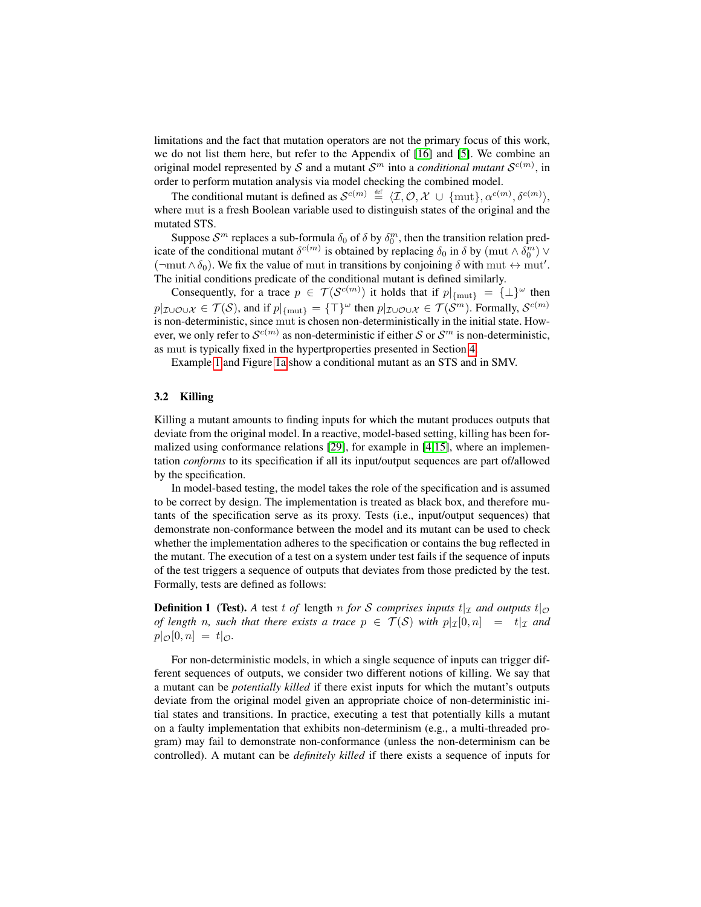limitations and the fact that mutation operators are not the primary focus of this work, we do not list them here, but refer to the Appendix of [16] and [5]. We combine an original model represented by $\mathcal{S}$ and a mutant $\mathcal{S}^m$ into a *conditional mutant* $\mathcal{S}^{c(m)}$, in order to perform mutation analysis via model checking the combined model.

The conditional mutant is defined as $\mathcal{S}^{c(m)} \stackrel{\text{def}}{=} \langle \mathcal{I}, \mathcal{O}, \mathcal{X} \cup \{\text{mut}\}, \alpha^{c(m)}, \delta^{c(m)} \rangle$, where mut is a fresh Boolean variable used to distinguish states of the original and the mutated STS.

Suppose $\mathcal{S}^m$ replaces a sub-formula $\delta_0$ of $\delta$ by $\delta_0^m$, then the transition relation predicate of the conditional mutant $\delta^{c(m)}$ is obtained by replacing $\delta_0$ in $\delta$ by $(\text{mut} \wedge \delta_0^m) \vee (\neg\text{mut} \wedge \delta_0)$. We fix the value of mut in transitions by conjoining $\delta$ with $\text{mut} \leftrightarrow \text{mut}'$. The initial conditions predicate of the conditional mutant is defined similarly.

Consequently, for a trace $p \in \mathcal{T}(\mathcal{S}^{c(m)})$ it holds that if $p|_{\{\text{mut}\}} = \{\bot\}^\omega$ then $p|_{\mathcal{I}\cup\mathcal{O}\cup\mathcal{X}} \in \mathcal{T}(\mathcal{S})$, and if $p|_{\{\text{mut}\}} = \{\top\}^\omega$ then $p|_{\mathcal{I}\cup\mathcal{O}\cup\mathcal{X}} \in \mathcal{T}(\mathcal{S}^m)$. Formally, $\mathcal{S}^{c(m)}$ is non-deterministic, since mut is chosen non-deterministically in the initial state. However, we only refer to $\mathcal{S}^{c(m)}$ as non-deterministic if either $\mathcal{S}$ or $\mathcal{S}^m$ is non-deterministic, as mut is typically fixed in the hypertproperties presented in Section 4.

Example 1 and Figure 1a show a conditional mutant as an STS and in SMV.

### 3.2 Killing

Killing a mutant amounts to finding inputs for which the mutant produces outputs that deviate from the original model. In a reactive, model-based setting, killing has been formalized using conformance relations [29], for example in [4,15], where an implementation *conforms* to its specification if all its input/output sequences are part of/allowed by the specification.

In model-based testing, the model takes the role of the specification and is assumed to be correct by design. The implementation is treated as black box, and therefore mutants of the specification serve as its proxy. Tests (i.e., input/output sequences) that demonstrate non-conformance between the model and its mutant can be used to check whether the implementation adheres to the specification or contains the bug reflected in the mutant. The execution of a test on a system under test fails if the sequence of inputs of the test triggers a sequence of outputs that deviates from those predicted by the test. Formally, tests are defined as follows:

**Definition 1 (Test).** *A test $t$ of length $n$ for $\mathcal{S}$ comprises inputs $t|_\mathcal{I}$ and outputs $t|_\mathcal{O}$ of length $n$, such that there exists a trace $p \in \mathcal{T}(\mathcal{S})$ with $p|_\mathcal{I}[0,n] = t|_\mathcal{I}$ and $p|_\mathcal{O}[0,n] = t|_\mathcal{O}$.*

For non-deterministic models, in which a single sequence of inputs can trigger different sequences of outputs, we consider two different notions of killing. We say that a mutant can be *potentially killed* if there exist inputs for which the mutant's outputs deviate from the original model given an appropriate choice of non-deterministic initial states and transitions. In practice, executing a test that potentially kills a mutant on a faulty implementation that exhibits non-determinism (e.g., a multi-threaded program) may fail to demonstrate non-conformance (unless the non-determinism can be controlled). A mutant can be *definitely killed* if there exists a sequence of inputs for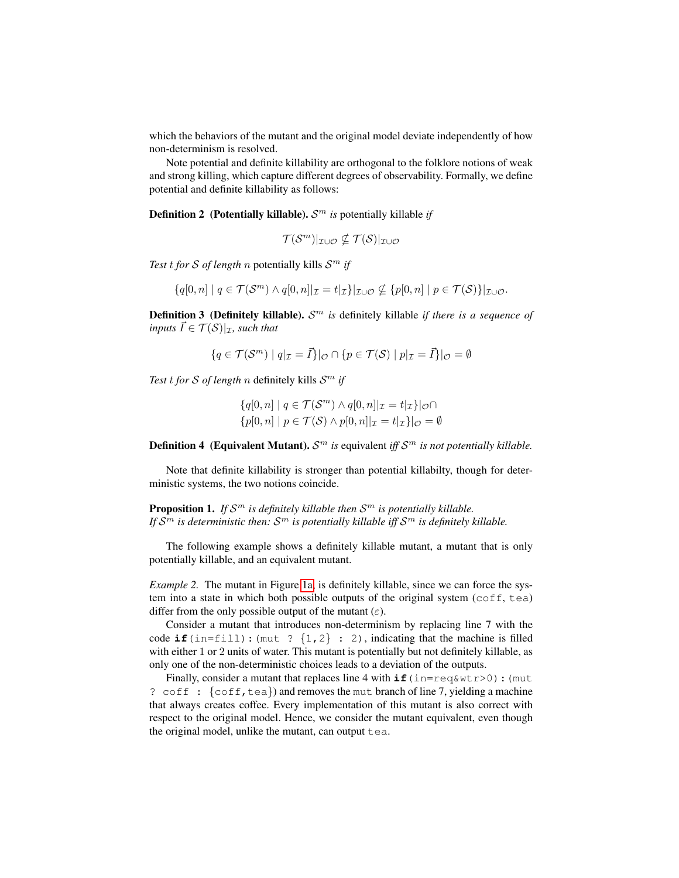which the behaviors of the mutant and the original model deviate independently of how non-determinism is resolved.

Note potential and definite killability are orthogonal to the folklore notions of weak and strong killing, which capture different degrees of observability. Formally, we define potential and definite killability as follows:

**Definition 2 (Potentially killable).** *$\mathcal{S}^m$ is* potentially killable *if*

$$\mathcal{T}(\mathcal{S}^m)|_{\mathcal{I}\cup\mathcal{O}} \not\subseteq \mathcal{T}(\mathcal{S})|_{\mathcal{I}\cup\mathcal{O}}$$

*Test $t$ for $\mathcal{S}$ of length $n$* potentially kills *$\mathcal{S}^m$ if*

$$\{q[0,n] \mid q \in \mathcal{T}(\mathcal{S}^m) \wedge q[0,n]|_{\mathcal{I}} = t|_{\mathcal{I}}\}|_{\mathcal{I}\cup\mathcal{O}} \not\subseteq \{p[0,n] \mid p \in \mathcal{T}(\mathcal{S})\}|_{\mathcal{I}\cup\mathcal{O}}.$$

**Definition 3 (Definitely killable).** *$\mathcal{S}^m$ is* definitely killable *if there is a sequence of inputs $\vec{I} \in \mathcal{T}(\mathcal{S})|_{\mathcal{I}}$, such that*

$$\{q \in \mathcal{T}(\mathcal{S}^m) \mid q|_{\mathcal{I}} = \vec{I}\}|_{\mathcal{O}} \cap \{p \in \mathcal{T}(\mathcal{S}) \mid p|_{\mathcal{I}} = \vec{I}\}|_{\mathcal{O}} = \emptyset$$

*Test $t$ for $\mathcal{S}$ of length $n$* definitely kills *$\mathcal{S}^m$ if*

$$\begin{aligned}&\{q[0,n] \mid q \in \mathcal{T}(\mathcal{S}^m) \wedge q[0,n]|_{\mathcal{I}} = t|_{\mathcal{I}}\}|_{\mathcal{O}} \cap \\ &\{p[0,n] \mid p \in \mathcal{T}(\mathcal{S}) \wedge p[0,n]|_{\mathcal{I}} = t|_{\mathcal{I}}\}|_{\mathcal{O}} = \emptyset\end{aligned}$$

**Definition 4 (Equivalent Mutant).** *$\mathcal{S}^m$ is* equivalent *iff $\mathcal{S}^m$ is not potentially killable.*

Note that definite killability is stronger than potential killabilty, though for deterministic systems, the two notions coincide.

**Proposition 1.** *If $\mathcal{S}^m$ is definitely killable then $\mathcal{S}^m$ is potentially killable.*
*If $\mathcal{S}^m$ is deterministic then: $\mathcal{S}^m$ is potentially killable iff $\mathcal{S}^m$ is definitely killable.*

The following example shows a definitely killable mutant, a mutant that is only potentially killable, and an equivalent mutant.

*Example 2.* The mutant in Figure 1a, is definitely killable, since we can force the system into a state in which both possible outputs of the original system (`coff`, `tea`) differ from the only possible output of the mutant ($\varepsilon$).

Consider a mutant that introduces non-determinism by replacing line 7 with the code `if(in=fill):(mut ? {1,2} : 2)`, indicating that the machine is filled with either 1 or 2 units of water. This mutant is potentially but not definitely killable, as only one of the non-deterministic choices leads to a deviation of the outputs.

Finally, consider a mutant that replaces line 4 with `if(in=req&wtr>0):(mut ? coff : {coff,tea})` and removes the `mut` branch of line 7, yielding a machine that always creates coffee. Every implementation of this mutant is also correct with respect to the original model. Hence, we consider the mutant equivalent, even though the original model, unlike the mutant, can output `tea`.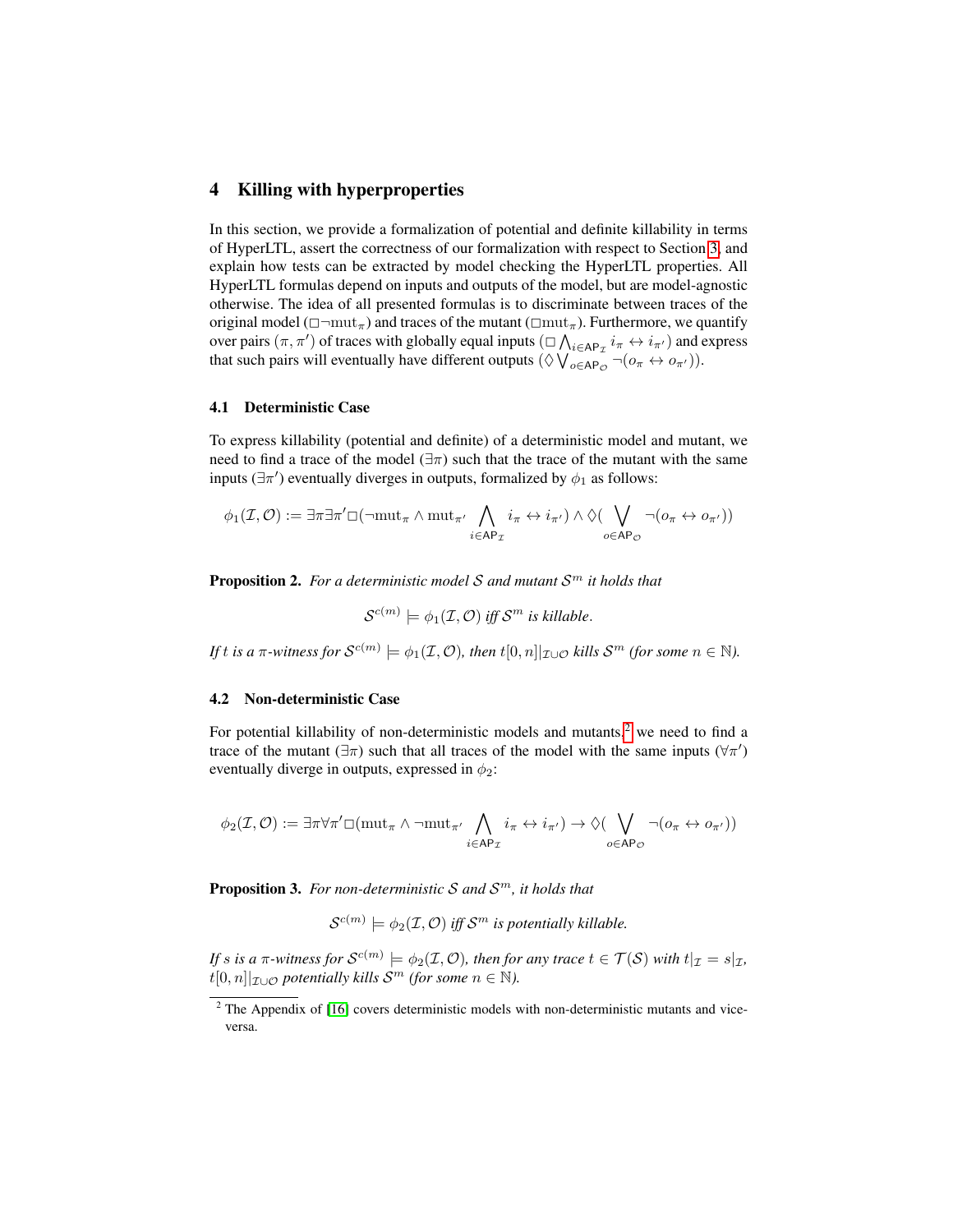## 4 Killing with hyperproperties

In this section, we provide a formalization of potential and definite killability in terms of HyperLTL, assert the correctness of our formalization with respect to Section 3, and explain how tests can be extracted by model checking the HyperLTL properties. All HyperLTL formulas depend on inputs and outputs of the model, but are model-agnostic otherwise. The idea of all presented formulas is to discriminate between traces of the original model ($\square \neg \mathrm{mut}_\pi$) and traces of the mutant ($\square \mathrm{mut}_\pi$). Furthermore, we quantify over pairs $(\pi, \pi')$ of traces with globally equal inputs ($\square \bigwedge_{i \in \mathsf{AP}_\mathcal{I}} i_\pi \leftrightarrow i_{\pi'}$) and express that such pairs will eventually have different outputs ($\diamondsuit \bigvee_{o \in \mathsf{AP}_\mathcal{O}} \neg(o_\pi \leftrightarrow o_{\pi'})$).

### 4.1 Deterministic Case

To express killability (potential and definite) of a deterministic model and mutant, we need to find a trace of the model ($\exists \pi$) such that the trace of the mutant with the same inputs ($\exists \pi'$) eventually diverges in outputs, formalized by $\phi_1$ as follows:

$$\phi_1(\mathcal{I}, \mathcal{O}) := \exists \pi \exists \pi' \square (\neg \mathrm{mut}_\pi \wedge \mathrm{mut}_{\pi'} \bigwedge_{i \in \mathsf{AP}_\mathcal{I}} i_\pi \leftrightarrow i_{\pi'}) \wedge \diamondsuit (\bigvee_{o \in \mathsf{AP}_\mathcal{O}} \neg(o_\pi \leftrightarrow o_{\pi'}))$$

**Proposition 2.** *For a deterministic model $\mathcal{S}$ and mutant $\mathcal{S}^m$ it holds that*

$$\mathcal{S}^{c(m)} \models \phi_1(\mathcal{I}, \mathcal{O}) \text{ iff } \mathcal{S}^m \text{ is killable.}$$

*If $t$ is a $\pi$-witness for $\mathcal{S}^{c(m)} \models \phi_1(\mathcal{I}, \mathcal{O})$, then $t[0, n]|_{\mathcal{I} \cup \mathcal{O}}$ kills $\mathcal{S}^m$ (for some $n \in \mathbb{N}$).*

### 4.2 Non-deterministic Case

For potential killability of non-deterministic models and mutants,[2] we need to find a trace of the mutant ($\exists \pi$) such that all traces of the model with the same inputs ($\forall \pi'$) eventually diverge in outputs, expressed in $\phi_2$:

$$\phi_2(\mathcal{I}, \mathcal{O}) := \exists \pi \forall \pi' \square (\mathrm{mut}_\pi \wedge \neg \mathrm{mut}_{\pi'} \bigwedge_{i \in \mathsf{AP}_\mathcal{I}} i_\pi \leftrightarrow i_{\pi'}) \rightarrow \diamondsuit (\bigvee_{o \in \mathsf{AP}_\mathcal{O}} \neg(o_\pi \leftrightarrow o_{\pi'}))$$

**Proposition 3.** *For non-deterministic $\mathcal{S}$ and $\mathcal{S}^m$, it holds that*

$$\mathcal{S}^{c(m)} \models \phi_2(\mathcal{I}, \mathcal{O}) \text{ iff } \mathcal{S}^m \text{ is potentially killable.}$$

*If $s$ is a $\pi$-witness for $\mathcal{S}^{c(m)} \models \phi_2(\mathcal{I}, \mathcal{O})$, then for any trace $t \in \mathcal{T}(\mathcal{S})$ with $t|_\mathcal{I} = s|_\mathcal{I}$, $t[0, n]|_{\mathcal{I} \cup \mathcal{O}}$ potentially kills $\mathcal{S}^m$ (for some $n \in \mathbb{N}$).*

[2] The Appendix of [16] covers deterministic models with non-deterministic mutants and vice-versa.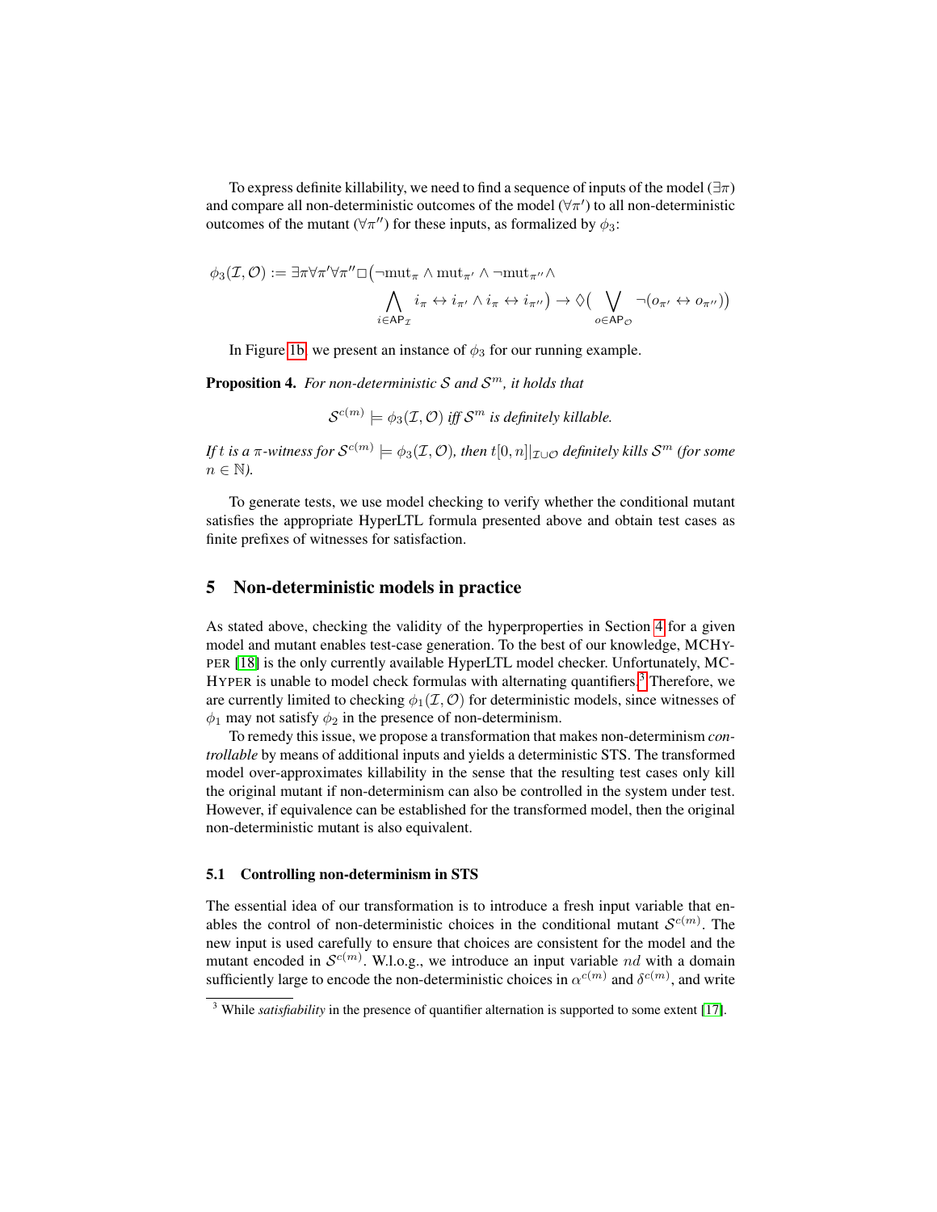To express definite killability, we need to find a sequence of inputs of the model ($\exists\pi$) and compare all non-deterministic outcomes of the model ($\forall\pi'$) to all non-deterministic outcomes of the mutant ($\forall\pi''$) for these inputs, as formalized by $\phi_3$:

$$\phi_3(\mathcal{I},\mathcal{O}) := \exists\pi\forall\pi'\forall\pi''\Box\big(\neg\mathrm{mut}_\pi \wedge \mathrm{mut}_{\pi'} \wedge \neg\mathrm{mut}_{\pi''} \wedge \bigwedge_{i\in\mathsf{AP}_\mathcal{I}} i_\pi \leftrightarrow i_{\pi'} \wedge i_\pi \leftrightarrow i_{\pi''}\big) \rightarrow \Diamond\big(\bigvee_{o\in\mathsf{AP}_\mathcal{O}} \neg(o_{\pi'} \leftrightarrow o_{\pi''})\big)$$

In Figure 1b, we present an instance of $\phi_3$ for our running example.

**Proposition 4.** *For non-deterministic $\mathcal{S}$ and $\mathcal{S}^m$, it holds that*

$$\mathcal{S}^{c(m)} \models \phi_3(\mathcal{I},\mathcal{O}) \text{ iff } \mathcal{S}^m \text{ is definitely killable.}$$

*If $t$ is a $\pi$-witness for $\mathcal{S}^{c(m)} \models \phi_3(\mathcal{I},\mathcal{O})$, then $t[0,n]|_{\mathcal{I}\cup\mathcal{O}}$ definitely kills $\mathcal{S}^m$ (for some $n \in \mathbb{N}$).*

To generate tests, we use model checking to verify whether the conditional mutant satisfies the appropriate HyperLTL formula presented above and obtain test cases as finite prefixes of witnesses for satisfaction.

## 5 Non-deterministic models in practice

As stated above, checking the validity of the hyperproperties in Section 4 for a given model and mutant enables test-case generation. To the best of our knowledge, MCHYPER [18] is the only currently available HyperLTL model checker. Unfortunately, MCHYPER is unable to model check formulas with alternating quantifiers.[3] Therefore, we are currently limited to checking $\phi_1(\mathcal{I},\mathcal{O})$ for deterministic models, since witnesses of $\phi_1$ may not satisfy $\phi_2$ in the presence of non-determinism.

To remedy this issue, we propose a transformation that makes non-determinism *controllable* by means of additional inputs and yields a deterministic STS. The transformed model over-approximates killability in the sense that the resulting test cases only kill the original mutant if non-determinism can also be controlled in the system under test. However, if equivalence can be established for the transformed model, then the original non-deterministic mutant is also equivalent.

### 5.1 Controlling non-determinism in STS

The essential idea of our transformation is to introduce a fresh input variable that enables the control of non-deterministic choices in the conditional mutant $\mathcal{S}^{c(m)}$. The new input is used carefully to ensure that choices are consistent for the model and the mutant encoded in $\mathcal{S}^{c(m)}$. W.l.o.g., we introduce an input variable $nd$ with a domain sufficiently large to encode the non-deterministic choices in $\alpha^{c(m)}$ and $\delta^{c(m)}$, and write

[3] While *satisfiability* in the presence of quantifier alternation is supported to some extent [17].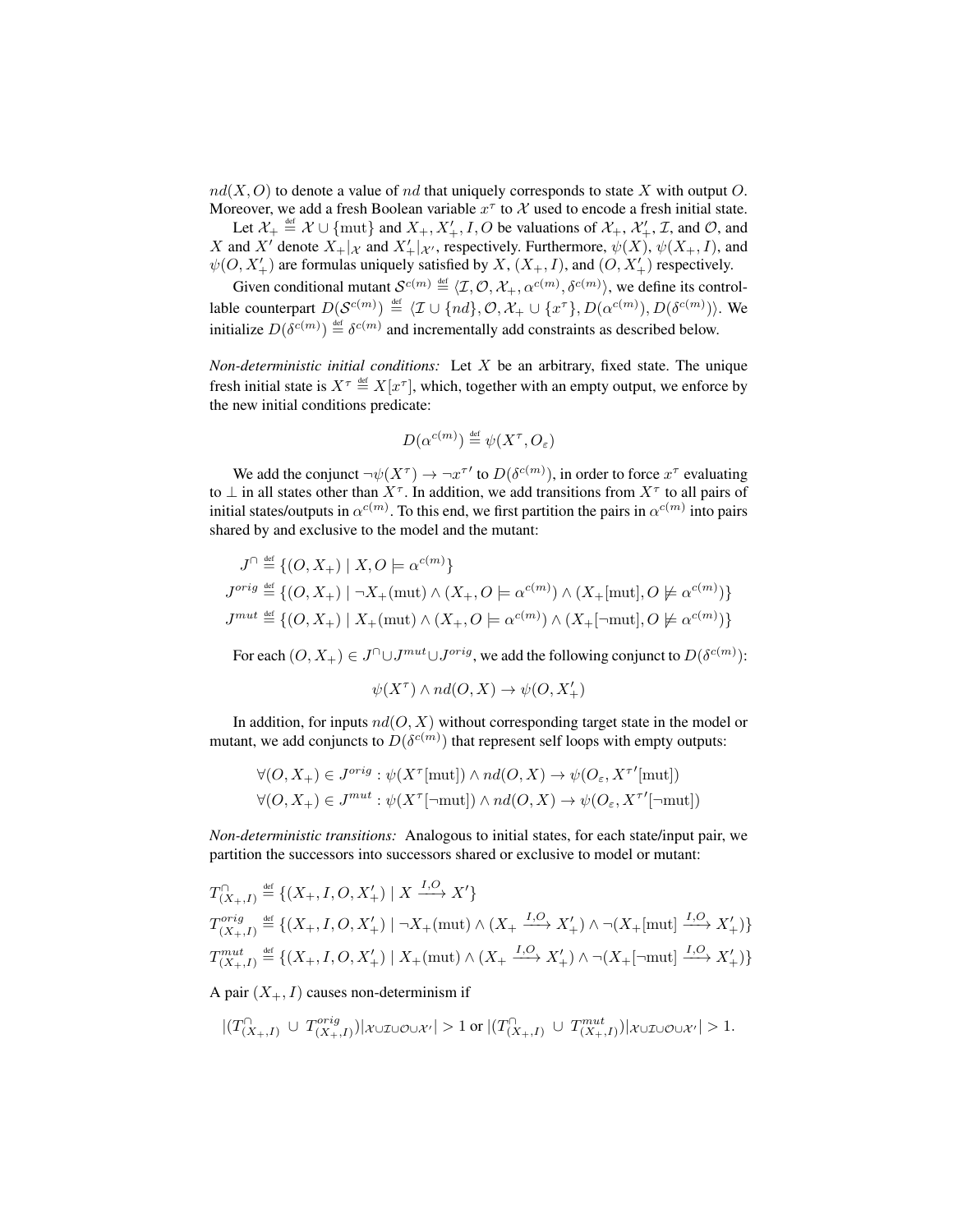$nd(X, O)$ to denote a value of $nd$ that uniquely corresponds to state $X$ with output $O$. Moreover, we add a fresh Boolean variable $x^\tau$ to $\mathcal{X}$ used to encode a fresh initial state.

Let $\mathcal{X}_+ \stackrel{\text{def}}{=} \mathcal{X} \cup \{\text{mut}\}$ and $X_+, X'_+, I, O$ be valuations of $\mathcal{X}_+$, $\mathcal{X}'_+$, $\mathcal{I}$, and $\mathcal{O}$, and $X$ and $X'$ denote $X_+|_\mathcal{X}$ and $X'_+|_{\mathcal{X}'}$, respectively. Furthermore, $\psi(X)$, $\psi(X_+, I)$, and $\psi(O, X'_+)$ are formulas uniquely satisfied by $X$, $(X_+, I)$, and $(O, X'_+)$ respectively.

Given conditional mutant $\mathcal{S}^{c(m)} \stackrel{\text{def}}{=} \langle \mathcal{I}, \mathcal{O}, \mathcal{X}_+, \alpha^{c(m)}, \delta^{c(m)} \rangle$, we define its controllable counterpart $D(\mathcal{S}^{c(m)}) \stackrel{\text{def}}{=} \langle \mathcal{I} \cup \{nd\}, \mathcal{O}, \mathcal{X}_+ \cup \{x^\tau\}, D(\alpha^{c(m)}), D(\delta^{c(m)}) \rangle$. We initialize $D(\delta^{c(m)}) \stackrel{\text{def}}{=} \delta^{c(m)}$ and incrementally add constraints as described below.

*Non-deterministic initial conditions:* Let $X$ be an arbitrary, fixed state. The unique fresh initial state is $X^\tau \stackrel{\text{def}}{=} X[x^\tau]$, which, together with an empty output, we enforce by the new initial conditions predicate:

$$D(\alpha^{c(m)}) \stackrel{\text{def}}{=} \psi(X^\tau, O_\varepsilon)$$

We add the conjunct $\neg\psi(X^\tau) \rightarrow \neg x^{\tau\prime}$ to $D(\delta^{c(m)})$, in order to force $x^\tau$ evaluating to $\bot$ in all states other than $X^\tau$. In addition, we add transitions from $X^\tau$ to all pairs of initial states/outputs in $\alpha^{c(m)}$. To this end, we first partition the pairs in $\alpha^{c(m)}$ into pairs shared by and exclusive to the model and the mutant:

$$
\begin{aligned}
J^\cap &\stackrel{\text{def}}{=} \{(O, X_+) \mid X, O \models \alpha^{c(m)}\} \\
J^{orig} &\stackrel{\text{def}}{=} \{(O, X_+) \mid \neg X_+(\text{mut}) \wedge (X_+, O \models \alpha^{c(m)}) \wedge (X_+[\text{mut}], O \not\models \alpha^{c(m)})\} \\
J^{mut} &\stackrel{\text{def}}{=} \{(O, X_+) \mid X_+(\text{mut}) \wedge (X_+, O \models \alpha^{c(m)}) \wedge (X_+[\neg\text{mut}], O \not\models \alpha^{c(m)})\}
\end{aligned}
$$

For each $(O, X_+) \in J^\cap \cup J^{mut} \cup J^{orig}$, we add the following conjunct to $D(\delta^{c(m)})$:

$$\psi(X^\tau) \wedge nd(O, X) \rightarrow \psi(O, X'_+)$$

In addition, for inputs $nd(O, X)$ without corresponding target state in the model or mutant, we add conjuncts to $D(\delta^{c(m)})$ that represent self loops with empty outputs:

$$
\begin{aligned}
\forall (O, X_+) \in J^{orig} &: \psi(X^\tau[\text{mut}]) \wedge nd(O, X) \rightarrow \psi(O_\varepsilon, X^{\tau\prime}[\text{mut}]) \\
\forall (O, X_+) \in J^{mut} &: \psi(X^\tau[\neg\text{mut}]) \wedge nd(O, X) \rightarrow \psi(O_\varepsilon, X^{\tau\prime}[\neg\text{mut}])
\end{aligned}
$$

*Non-deterministic transitions:* Analogous to initial states, for each state/input pair, we partition the successors into successors shared or exclusive to model or mutant:

$$
\begin{aligned}
T^\cap_{(X_+, I)} &\stackrel{\text{def}}{=} \{(X_+, I, O, X'_+) \mid X \xrightarrow{I,O} X'\} \\
T^{orig}_{(X_+, I)} &\stackrel{\text{def}}{=} \{(X_+, I, O, X'_+) \mid \neg X_+(\text{mut}) \wedge (X_+ \xrightarrow{I,O} X'_+) \wedge \neg(X_+[\text{mut}] \xrightarrow{I,O} X'_+)\} \\
T^{mut}_{(X_+, I)} &\stackrel{\text{def}}{=} \{(X_+, I, O, X'_+) \mid X_+(\text{mut}) \wedge (X_+ \xrightarrow{I,O} X'_+) \wedge \neg(X_+[\neg\text{mut}] \xrightarrow{I,O} X'_+)\}
\end{aligned}
$$

A pair $(X_+, I)$ causes non-determinism if

$$|(T^\cap_{(X_+,I)} \cup T^{orig}_{(X_+,I)})|_{\mathcal{X} \cup \mathcal{I} \cup \mathcal{O} \cup \mathcal{X}'}| > 1 \text{ or } |(T^\cap_{(X_+,I)} \cup T^{mut}_{(X_+,I)})|_{\mathcal{X} \cup \mathcal{I} \cup \mathcal{O} \cup \mathcal{X}'}| > 1.$$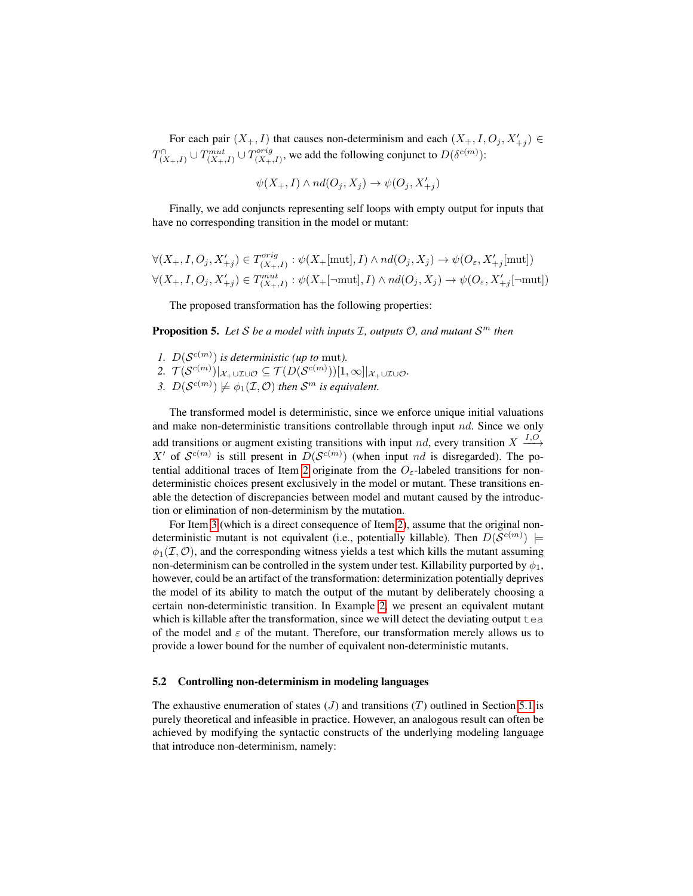For each pair $(X_+, I)$ that causes non-determinism and each $(X_+, I, O_j, X'_{+j}) \in T^{\cap}_{(X_+,I)} \cup T^{mut}_{(X_+,I)} \cup T^{orig}_{(X_+,I)}$, we add the following conjunct to $D(\delta^{c(m)})$:

$$\psi(X_+, I) \wedge nd(O_j, X_j) \rightarrow \psi(O_j, X'_{+j})$$

Finally, we add conjuncts representing self loops with empty output for inputs that have no corresponding transition in the model or mutant:

$$\forall (X_+, I, O_j, X'_{+j}) \in T^{orig}_{(X_+,I)} : \psi(X_+[\text{mut}], I) \wedge nd(O_j, X_j) \rightarrow \psi(O_\varepsilon, X'_{+j}[\text{mut}])$$
$$\forall (X_+, I, O_j, X'_{+j}) \in T^{mut}_{(X_+,I)} : \psi(X_+[\neg\text{mut}], I) \wedge nd(O_j, X_j) \rightarrow \psi(O_\varepsilon, X'_{+j}[\neg\text{mut}])$$

The proposed transformation has the following properties:

**Proposition 5.** *Let $\mathcal{S}$ be a model with inputs $\mathcal{I}$, outputs $\mathcal{O}$, and mutant $\mathcal{S}^m$ then*

1. *$D(\mathcal{S}^{c(m)})$ is deterministic (up to* mut*).*
2. *$\mathcal{T}(\mathcal{S}^{c(m)})|_{\mathcal{X}_+ \cup \mathcal{I} \cup \mathcal{O}} \subseteq \mathcal{T}(D(\mathcal{S}^{c(m)}))[1, \infty]|_{\mathcal{X}_+ \cup \mathcal{I} \cup \mathcal{O}}$.*
3. *$D(\mathcal{S}^{c(m)}) \not\models \phi_1(\mathcal{I}, \mathcal{O})$ then $\mathcal{S}^m$ is equivalent.*

The transformed model is deterministic, since we enforce unique initial valuations and make non-deterministic transitions controllable through input $nd$. Since we only add transitions or augment existing transitions with input $nd$, every transition $X \xrightarrow{I,O} X'$ of $\mathcal{S}^{c(m)}$ is still present in $D(\mathcal{S}^{c(m)})$ (when input $nd$ is disregarded). The potential additional traces of Item 2 originate from the $O_\varepsilon$-labeled transitions for non-deterministic choices present exclusively in the model or mutant. These transitions enable the detection of discrepancies between model and mutant caused by the introduction or elimination of non-determinism by the mutation.

For Item 3 (which is a direct consequence of Item 2), assume that the original non-deterministic mutant is not equivalent (i.e., potentially killable). Then $D(\mathcal{S}^{c(m)}) \models \phi_1(\mathcal{I}, \mathcal{O})$, and the corresponding witness yields a test which kills the mutant assuming non-determinism can be controlled in the system under test. Killability purported by $\phi_1$, however, could be an artifact of the transformation: determinization potentially deprives the model of its ability to match the output of the mutant by deliberately choosing a certain non-deterministic transition. In Example 2, we present an equivalent mutant which is killable after the transformation, since we will detect the deviating output `tea` of the model and $\varepsilon$ of the mutant. Therefore, our transformation merely allows us to provide a lower bound for the number of equivalent non-deterministic mutants.

### 5.2 Controlling non-determinism in modeling languages

The exhaustive enumeration of states ($J$) and transitions ($T$) outlined in Section 5.1 is purely theoretical and infeasible in practice. However, an analogous result can often be achieved by modifying the syntactic constructs of the underlying modeling language that introduce non-determinism, namely: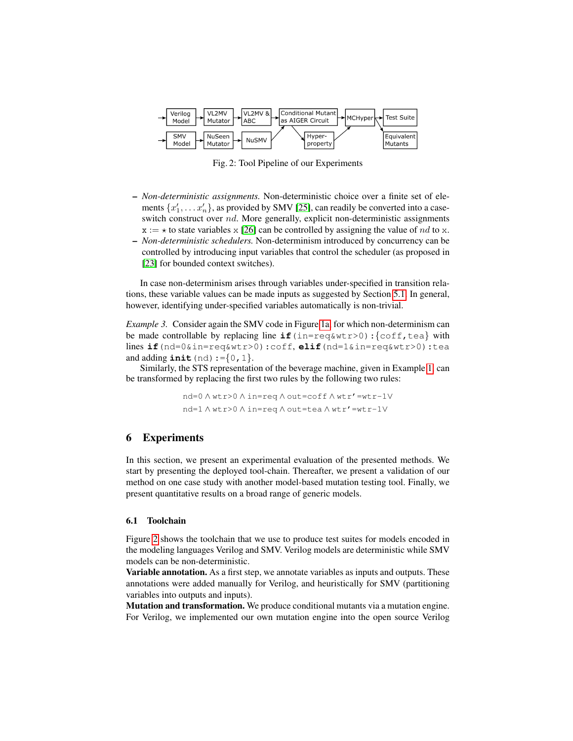Fig. 2: Tool Pipeline of our Experiments

– *Non-deterministic assignments.* Non-deterministic choice over a finite set of elements $\{x'_1, \ldots x'_n\}$, as provided by SMV [25], can readily be converted into a case-switch construct over $nd$. More generally, explicit non-deterministic assignments $\mathtt{x} := \star$ to state variables $\mathtt{x}$ [26] can be controlled by assigning the value of $nd$ to $\mathtt{x}$.
– *Non-deterministic schedulers.* Non-determinism introduced by concurrency can be controlled by introducing input variables that control the scheduler (as proposed in [23] for bounded context switches).

In case non-determinism arises through variables under-specified in transition relations, these variable values can be made inputs as suggested by Section 5.1. In general, however, identifying under-specified variables automatically is non-trivial.

*Example 3.* Consider again the SMV code in Figure 1a, for which non-determinism can be made controllable by replacing line **if**(in=req&wtr>0):{coff,tea} with lines **if**(nd=0&in=req&wtr>0):coff, **elif**(nd=1&in=req&wtr>0):tea and adding **init**(nd):={0,1}.

Similarly, the STS representation of the beverage machine, given in Example 1, can be transformed by replacing the first two rules by the following two rules:

$$\mathtt{nd{=}0} \land \mathtt{wtr{>}0} \land \mathtt{in{=}req} \land \mathtt{out{=}coff} \land \mathtt{wtr'{=}wtr{-}1} \lor$$
$$\mathtt{nd{=}1} \land \mathtt{wtr{>}0} \land \mathtt{in{=}req} \land \mathtt{out{=}tea} \land \mathtt{wtr'{=}wtr{-}1} \lor$$

## 6 Experiments

In this section, we present an experimental evaluation of the presented methods. We start by presenting the deployed tool-chain. Thereafter, we present a validation of our method on one case study with another model-based mutation testing tool. Finally, we present quantitative results on a broad range of generic models.

### 6.1 Toolchain

Figure 2 shows the toolchain that we use to produce test suites for models encoded in the modeling languages Verilog and SMV. Verilog models are deterministic while SMV models can be non-deterministic.

**Variable annotation.** As a first step, we annotate variables as inputs and outputs. These annotations were added manually for Verilog, and heuristically for SMV (partitioning variables into outputs and inputs).

**Mutation and transformation.** We produce conditional mutants via a mutation engine. For Verilog, we implemented our own mutation engine into the open source Verilog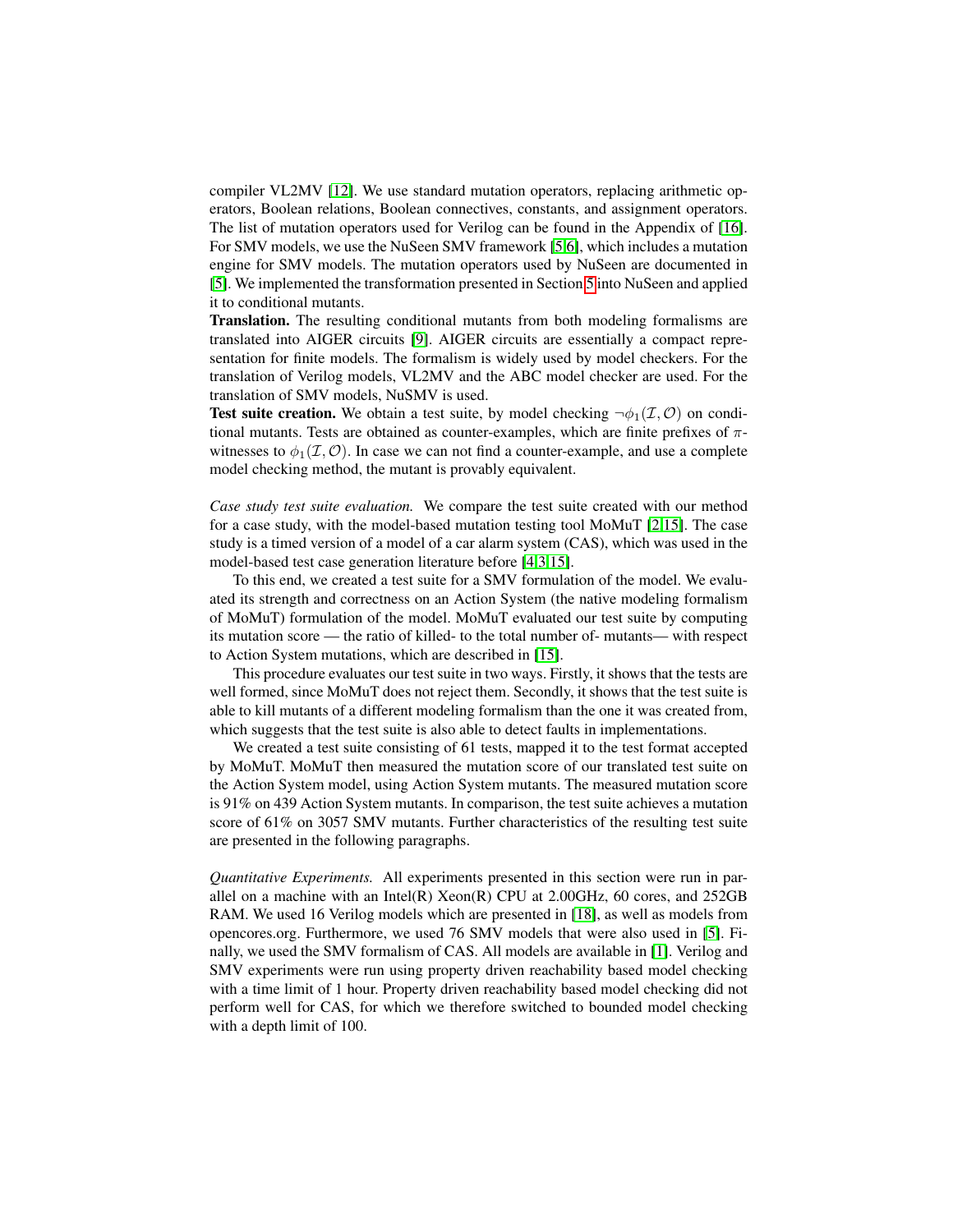compiler VL2MV [12]. We use standard mutation operators, replacing arithmetic operators, Boolean relations, Boolean connectives, constants, and assignment operators. The list of mutation operators used for Verilog can be found in the Appendix of [16]. For SMV models, we use the NuSeen SMV framework [5,6], which includes a mutation engine for SMV models. The mutation operators used by NuSeen are documented in [5]. We implemented the transformation presented in Section 5 into NuSeen and applied it to conditional mutants.

**Translation.** The resulting conditional mutants from both modeling formalisms are translated into AIGER circuits [9]. AIGER circuits are essentially a compact representation for finite models. The formalism is widely used by model checkers. For the translation of Verilog models, VL2MV and the ABC model checker are used. For the translation of SMV models, NuSMV is used.

**Test suite creation.** We obtain a test suite, by model checking $\neg\phi_1(\mathcal{I}, \mathcal{O})$ on conditional mutants. Tests are obtained as counter-examples, which are finite prefixes of $\pi$-witnesses to $\phi_1(\mathcal{I}, \mathcal{O})$. In case we can not find a counter-example, and use a complete model checking method, the mutant is provably equivalent.

*Case study test suite evaluation.* We compare the test suite created with our method for a case study, with the model-based mutation testing tool MoMuT [2,15]. The case study is a timed version of a model of a car alarm system (CAS), which was used in the model-based test case generation literature before [4,3,15].

To this end, we created a test suite for a SMV formulation of the model. We evaluated its strength and correctness on an Action System (the native modeling formalism of MoMuT) formulation of the model. MoMuT evaluated our test suite by computing its mutation score — the ratio of killed- to the total number of- mutants— with respect to Action System mutations, which are described in [15].

This procedure evaluates our test suite in two ways. Firstly, it shows that the tests are well formed, since MoMuT does not reject them. Secondly, it shows that the test suite is able to kill mutants of a different modeling formalism than the one it was created from, which suggests that the test suite is also able to detect faults in implementations.

We created a test suite consisting of 61 tests, mapped it to the test format accepted by MoMuT. MoMuT then measured the mutation score of our translated test suite on the Action System model, using Action System mutants. The measured mutation score is 91% on 439 Action System mutants. In comparison, the test suite achieves a mutation score of 61% on 3057 SMV mutants. Further characteristics of the resulting test suite are presented in the following paragraphs.

*Quantitative Experiments.* All experiments presented in this section were run in parallel on a machine with an Intel(R) Xeon(R) CPU at 2.00GHz, 60 cores, and 252GB RAM. We used 16 Verilog models which are presented in [18], as well as models from opencores.org. Furthermore, we used 76 SMV models that were also used in [5]. Finally, we used the SMV formalism of CAS. All models are available in [1]. Verilog and SMV experiments were run using property driven reachability based model checking with a time limit of 1 hour. Property driven reachability based model checking did not perform well for CAS, for which we therefore switched to bounded model checking with a depth limit of 100.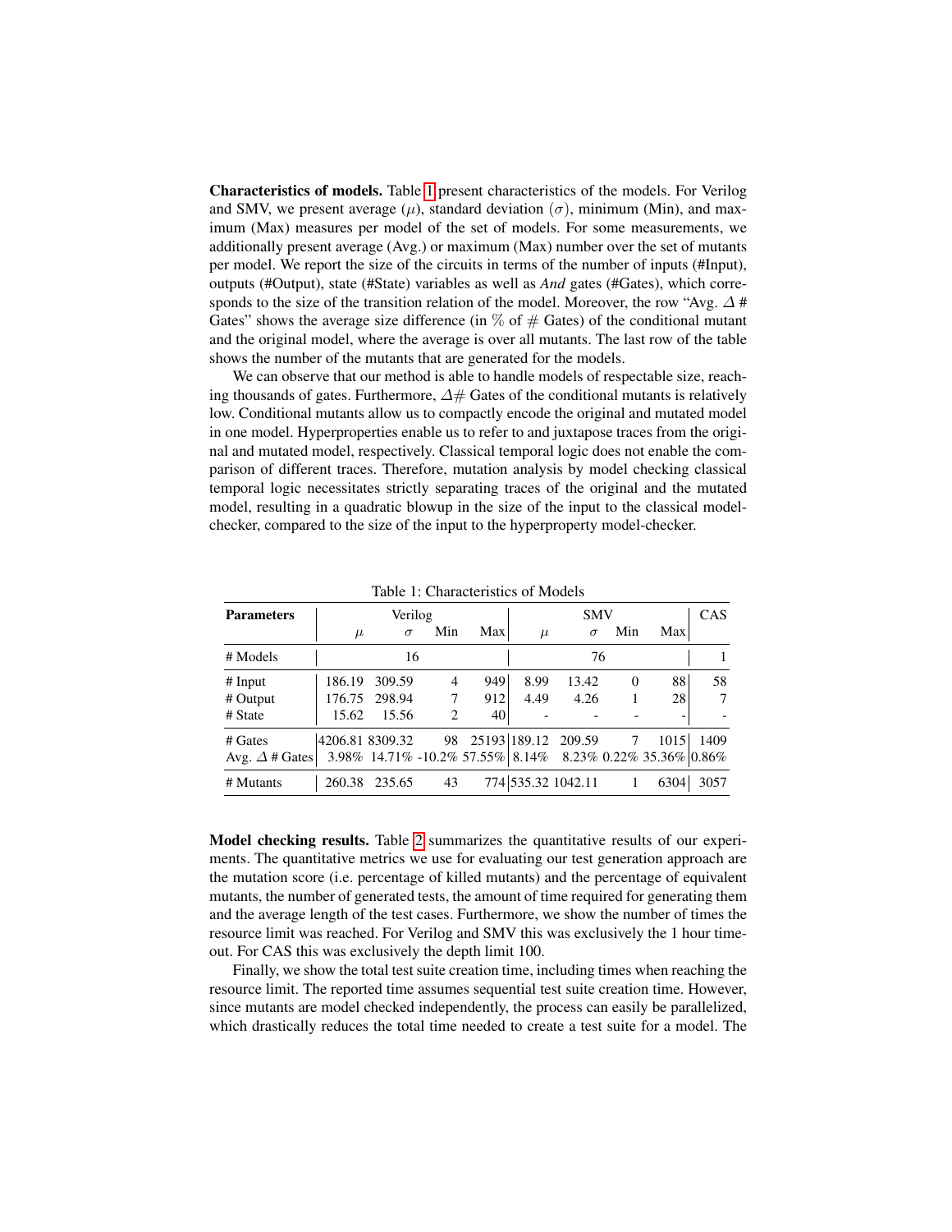**Characteristics of models.** Table 1 present characteristics of the models. For Verilog and SMV, we present average ($\mu$), standard deviation ($\sigma$), minimum (Min), and maximum (Max) measures per model of the set of models. For some measurements, we additionally present average (Avg.) or maximum (Max) number over the set of mutants per model. We report the size of the circuits in terms of the number of inputs (#Input), outputs (#Output), state (#State) variables as well as *And* gates (#Gates), which corresponds to the size of the transition relation of the model. Moreover, the row "Avg. $\Delta$ # Gates" shows the average size difference (in % of # Gates) of the conditional mutant and the original model, where the average is over all mutants. The last row of the table shows the number of the mutants that are generated for the models.

We can observe that our method is able to handle models of respectable size, reaching thousands of gates. Furthermore, $\Delta$# Gates of the conditional mutants is relatively low. Conditional mutants allow us to compactly encode the original and mutated model in one model. Hyperproperties enable us to refer to and juxtapose traces from the original and mutated model, respectively. Classical temporal logic does not enable the comparison of different traces. Therefore, mutation analysis by model checking classical temporal logic necessitates strictly separating traces of the original and the mutated model, resulting in a quadratic blowup in the size of the input to the classical model-checker, compared to the size of the input to the hyperproperty model-checker.

Table 1: Characteristics of Models

| Parameters | Verilog | | | | SMV | | | | CAS |
|---|---|---|---|---|---|---|---|---|---|
| | $\mu$ | $\sigma$ | Min | Max | $\mu$ | $\sigma$ | Min | Max | |
| # Models | 16 | | | | 76 | | | | 1 |
| # Input | 186.19 | 309.59 | 4 | 949 | 8.99 | 13.42 | 0 | 88 | 58 |
| # Output | 176.75 | 298.94 | 7 | 912 | 4.49 | 4.26 | 1 | 28 | 7 |
| # State | 15.62 | 15.56 | 2 | 40 | - | - | - | - | - |
| # Gates | 4206.81 | 8309.32 | 98 | 25193 | 189.12 | 209.59 | 7 | 1015 | 1409 |
| Avg. $\Delta$ # Gates | 3.98% | 14.71% | -10.2% | 57.55% | 8.14% | 8.23% | 0.22% | 35.36% | 0.86% |
| # Mutants | 260.38 | 235.65 | 43 | 774 | 535.32 | 1042.11 | 1 | 6304 | 3057 |

**Model checking results.** Table 2 summarizes the quantitative results of our experiments. The quantitative metrics we use for evaluating our test generation approach are the mutation score (i.e. percentage of killed mutants) and the percentage of equivalent mutants, the number of generated tests, the amount of time required for generating them and the average length of the test cases. Furthermore, we show the number of times the resource limit was reached. For Verilog and SMV this was exclusively the 1 hour timeout. For CAS this was exclusively the depth limit 100.

Finally, we show the total test suite creation time, including times when reaching the resource limit. The reported time assumes sequential test suite creation time. However, since mutants are model checked independently, the process can easily be parallelized, which drastically reduces the total time needed to create a test suite for a model. The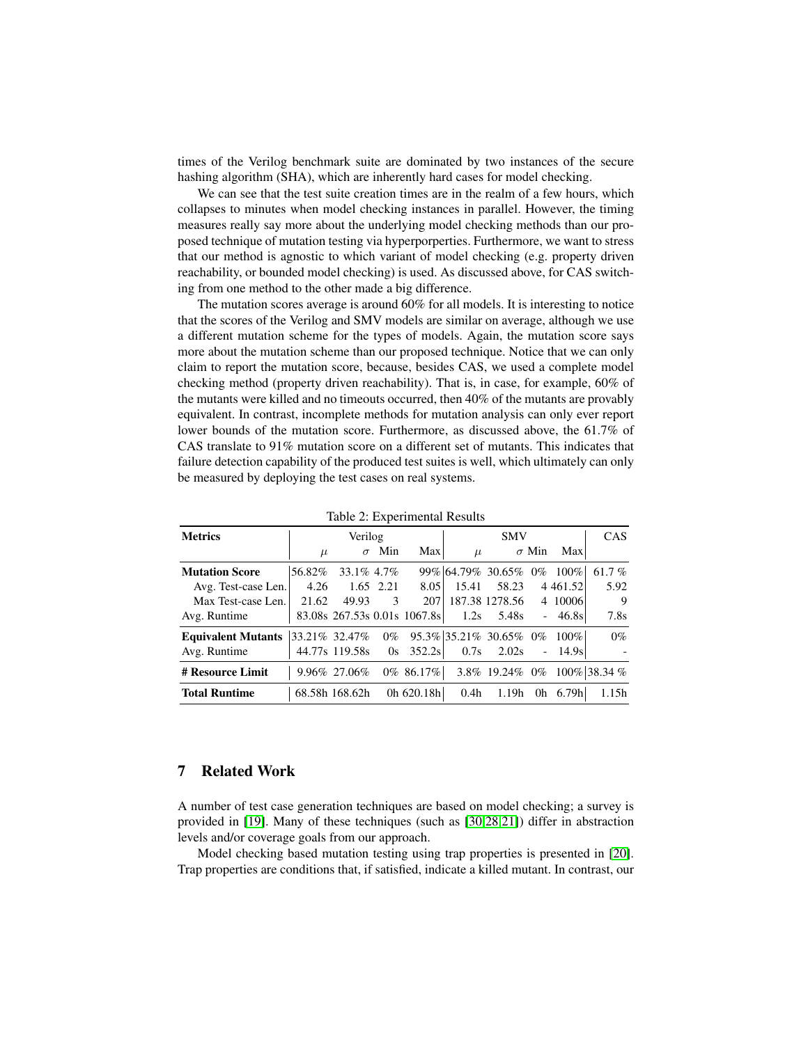times of the Verilog benchmark suite are dominated by two instances of the secure hashing algorithm (SHA), which are inherently hard cases for model checking.

We can see that the test suite creation times are in the realm of a few hours, which collapses to minutes when model checking instances in parallel. However, the timing measures really say more about the underlying model checking methods than our proposed technique of mutation testing via hyperporperties. Furthermore, we want to stress that our method is agnostic to which variant of model checking (e.g. property driven reachability, or bounded model checking) is used. As discussed above, for CAS switching from one method to the other made a big difference.

The mutation scores average is around 60% for all models. It is interesting to notice that the scores of the Verilog and SMV models are similar on average, although we use a different mutation scheme for the types of models. Again, the mutation score says more about the mutation scheme than our proposed technique. Notice that we can only claim to report the mutation score, because, besides CAS, we used a complete model checking method (property driven reachability). That is, in case, for example, 60% of the mutants were killed and no timeouts occurred, then 40% of the mutants are provably equivalent. In contrast, incomplete methods for mutation analysis can only ever report lower bounds of the mutation score. Furthermore, as discussed above, the 61.7% of CAS translate to 91% mutation score on a different set of mutants. This indicates that failure detection capability of the produced test suites is well, which ultimately can only be measured by deploying the test cases on real systems.

Table 2: Experimental Results

| Metrics | Verilog | | | | SMV | | | | CAS |
|---|---|---|---|---|---|---|---|---|---|
| | $\mu$ | $\sigma$ | Min | Max | $\mu$ | $\sigma$ | Min | Max | |
| **Mutation Score** | 56.82% | 33.1% | 4.7% | 99% | 64.79% | 30.65% | 0% | 100% | 61.7 % |
| Avg. Test-case Len. | 4.26 | 1.65 | 2.21 | 8.05 | 15.41 | 58.23 | 4 | 461.52 | 5.92 |
| Max Test-case Len. | 21.62 | 49.93 | 3 | 207 | 187.38 | 1278.56 | 4 | 10006 | 9 |
| Avg. Runtime | 83.08s | 267.53s | 0.01s | 1067.8s | 1.2s | 5.48s | - | 46.8s | 7.8s |
| **Equivalent Mutants** | 33.21% | 32.47% | 0% | 95.3% | 35.21% | 30.65% | 0% | 100% | 0% |
| Avg. Runtime | 44.77s | 119.58s | 0s | 352.2s | 0.7s | 2.02s | - | 14.9s | - |
| **# Resource Limit** | 9.96% | 27.06% | 0% | 86.17% | 3.8% | 19.24% | 0% | 100% | 38.34 % |
| **Total Runtime** | 68.58h | 168.62h | 0h | 620.18h | 0.4h | 1.19h | 0h | 6.79h | 1.15h |

## 7 Related Work

A number of test case generation techniques are based on model checking; a survey is provided in [19]. Many of these techniques (such as [30,28,21]) differ in abstraction levels and/or coverage goals from our approach.

Model checking based mutation testing using trap properties is presented in [20]. Trap properties are conditions that, if satisfied, indicate a killed mutant. In contrast, our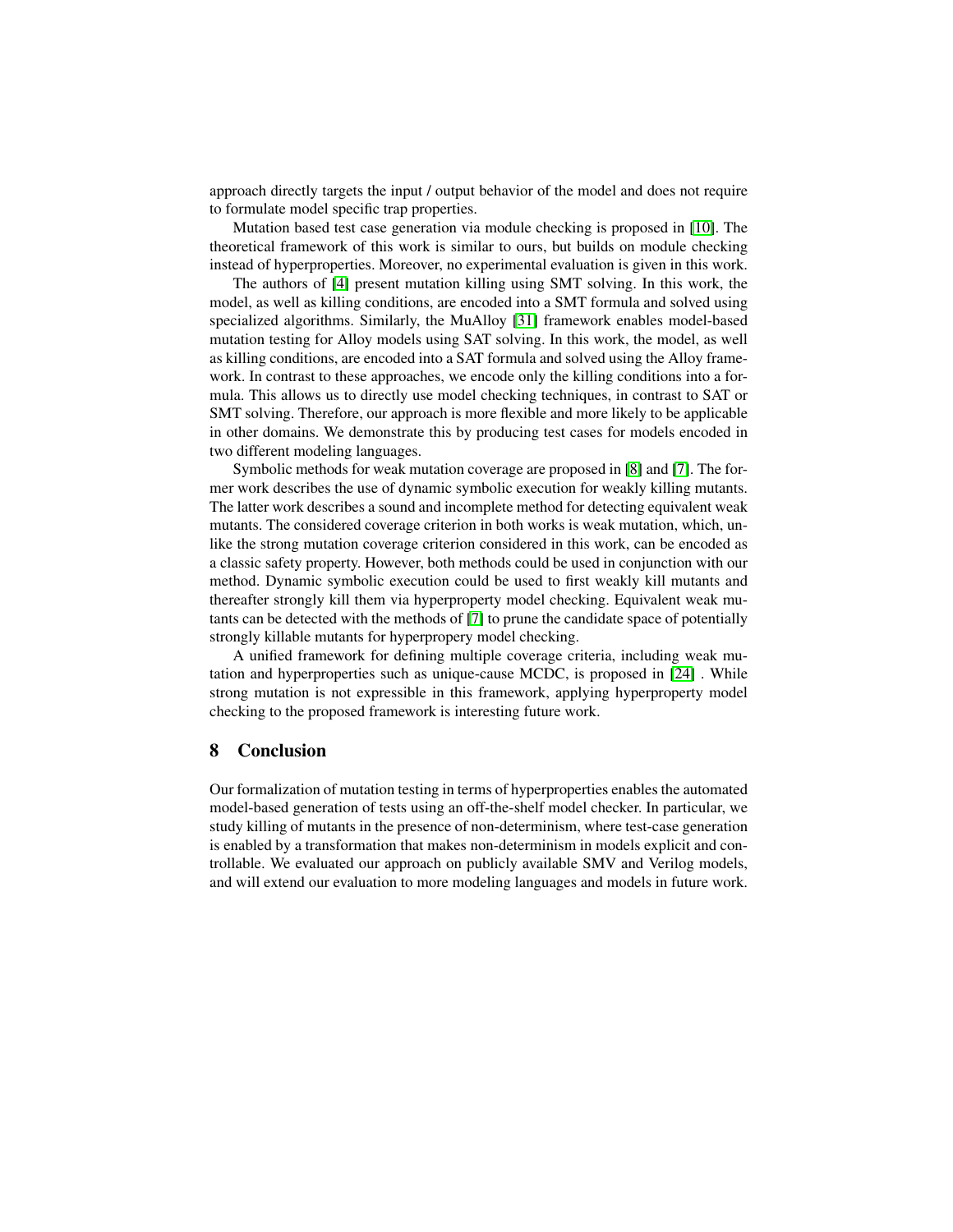approach directly targets the input / output behavior of the model and does not require to formulate model specific trap properties.

Mutation based test case generation via module checking is proposed in [10]. The theoretical framework of this work is similar to ours, but builds on module checking instead of hyperproperties. Moreover, no experimental evaluation is given in this work.

The authors of [4] present mutation killing using SMT solving. In this work, the model, as well as killing conditions, are encoded into a SMT formula and solved using specialized algorithms. Similarly, the MuAlloy [31] framework enables model-based mutation testing for Alloy models using SAT solving. In this work, the model, as well as killing conditions, are encoded into a SAT formula and solved using the Alloy framework. In contrast to these approaches, we encode only the killing conditions into a formula. This allows us to directly use model checking techniques, in contrast to SAT or SMT solving. Therefore, our approach is more flexible and more likely to be applicable in other domains. We demonstrate this by producing test cases for models encoded in two different modeling languages.

Symbolic methods for weak mutation coverage are proposed in [8] and [7]. The former work describes the use of dynamic symbolic execution for weakly killing mutants. The latter work describes a sound and incomplete method for detecting equivalent weak mutants. The considered coverage criterion in both works is weak mutation, which, unlike the strong mutation coverage criterion considered in this work, can be encoded as a classic safety property. However, both methods could be used in conjunction with our method. Dynamic symbolic execution could be used to first weakly kill mutants and thereafter strongly kill them via hyperproperty model checking. Equivalent weak mutants can be detected with the methods of [7] to prune the candidate space of potentially strongly killable mutants for hyperpropery model checking.

A unified framework for defining multiple coverage criteria, including weak mutation and hyperproperties such as unique-cause MCDC, is proposed in [24] . While strong mutation is not expressible in this framework, applying hyperproperty model checking to the proposed framework is interesting future work.

## 8 Conclusion

Our formalization of mutation testing in terms of hyperproperties enables the automated model-based generation of tests using an off-the-shelf model checker. In particular, we study killing of mutants in the presence of non-determinism, where test-case generation is enabled by a transformation that makes non-determinism in models explicit and controllable. We evaluated our approach on publicly available SMV and Verilog models, and will extend our evaluation to more modeling languages and models in future work.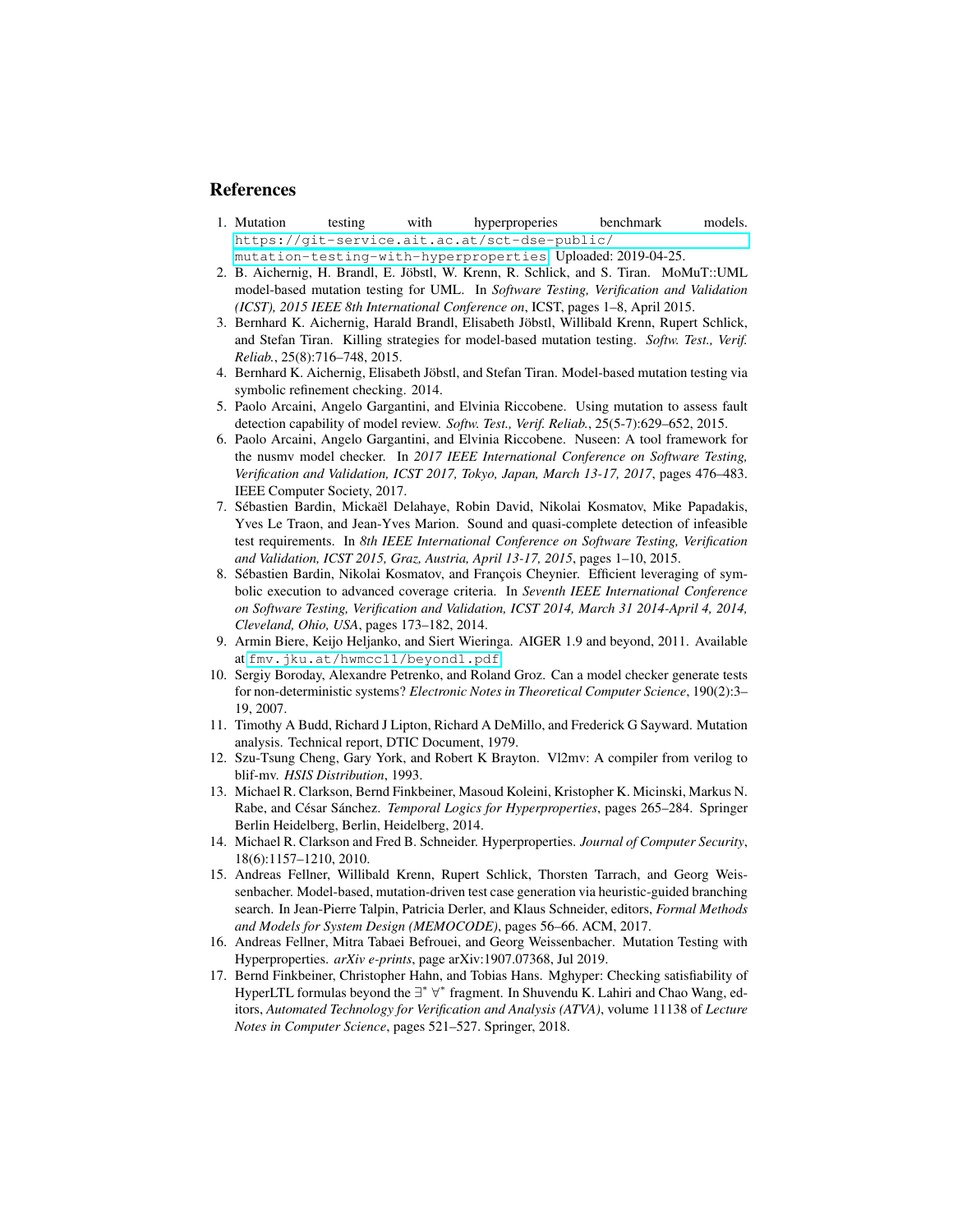## References

1. Mutation testing with hyperproperies benchmark models. https://git-service.ait.ac.at/sct-dse-public/mutation-testing-with-hyperproperties. Uploaded: 2019-04-25.
2. B. Aichernig, H. Brandl, E. Jöbstl, W. Krenn, R. Schlick, and S. Tiran. MoMuT::UML model-based mutation testing for UML. In *Software Testing, Verification and Validation (ICST), 2015 IEEE 8th International Conference on*, ICST, pages 1–8, April 2015.
3. Bernhard K. Aichernig, Harald Brandl, Elisabeth Jöbstl, Willibald Krenn, Rupert Schlick, and Stefan Tiran. Killing strategies for model-based mutation testing. *Softw. Test., Verif. Reliab.*, 25(8):716–748, 2015.
4. Bernhard K. Aichernig, Elisabeth Jöbstl, and Stefan Tiran. Model-based mutation testing via symbolic refinement checking. 2014.
5. Paolo Arcaini, Angelo Gargantini, and Elvinia Riccobene. Using mutation to assess fault detection capability of model review. *Softw. Test., Verif. Reliab.*, 25(5-7):629–652, 2015.
6. Paolo Arcaini, Angelo Gargantini, and Elvinia Riccobene. Nuseen: A tool framework for the nusmv model checker. In *2017 IEEE International Conference on Software Testing, Verification and Validation, ICST 2017, Tokyo, Japan, March 13-17, 2017*, pages 476–483. IEEE Computer Society, 2017.
7. Sébastien Bardin, Mickaël Delahaye, Robin David, Nikolai Kosmatov, Mike Papadakis, Yves Le Traon, and Jean-Yves Marion. Sound and quasi-complete detection of infeasible test requirements. In *8th IEEE International Conference on Software Testing, Verification and Validation, ICST 2015, Graz, Austria, April 13-17, 2015*, pages 1–10, 2015.
8. Sébastien Bardin, Nikolai Kosmatov, and François Cheynier. Efficient leveraging of symbolic execution to advanced coverage criteria. In *Seventh IEEE International Conference on Software Testing, Verification and Validation, ICST 2014, March 31 2014-April 4, 2014, Cleveland, Ohio, USA*, pages 173–182, 2014.
9. Armin Biere, Keijo Heljanko, and Siert Wieringa. AIGER 1.9 and beyond, 2011. Available at fmv.jku.at/hwmcc11/beyond1.pdf.
10. Sergiy Boroday, Alexandre Petrenko, and Roland Groz. Can a model checker generate tests for non-deterministic systems? *Electronic Notes in Theoretical Computer Science*, 190(2):3–19, 2007.
11. Timothy A Budd, Richard J Lipton, Richard A DeMillo, and Frederick G Sayward. Mutation analysis. Technical report, DTIC Document, 1979.
12. Szu-Tsung Cheng, Gary York, and Robert K Brayton. Vl2mv: A compiler from verilog to blif-mv. *HSIS Distribution*, 1993.
13. Michael R. Clarkson, Bernd Finkbeiner, Masoud Koleini, Kristopher K. Micinski, Markus N. Rabe, and César Sánchez. *Temporal Logics for Hyperproperties*, pages 265–284. Springer Berlin Heidelberg, Berlin, Heidelberg, 2014.
14. Michael R. Clarkson and Fred B. Schneider. Hyperproperties. *Journal of Computer Security*, 18(6):1157–1210, 2010.
15. Andreas Fellner, Willibald Krenn, Rupert Schlick, Thorsten Tarrach, and Georg Weissenbacher. Model-based, mutation-driven test case generation via heuristic-guided branching search. In Jean-Pierre Talpin, Patricia Derler, and Klaus Schneider, editors, *Formal Methods and Models for System Design (MEMOCODE)*, pages 56–66. ACM, 2017.
16. Andreas Fellner, Mitra Tabaei Befrouei, and Georg Weissenbacher. Mutation Testing with Hyperproperties. *arXiv e-prints*, page arXiv:1907.07368, Jul 2019.
17. Bernd Finkbeiner, Christopher Hahn, and Tobias Hans. Mghyper: Checking satisfiability of HyperLTL formulas beyond the $\exists^* \forall^*$ fragment. In Shuvendu K. Lahiri and Chao Wang, editors, *Automated Technology for Verification and Analysis (ATVA)*, volume 11138 of *Lecture Notes in Computer Science*, pages 521–527. Springer, 2018.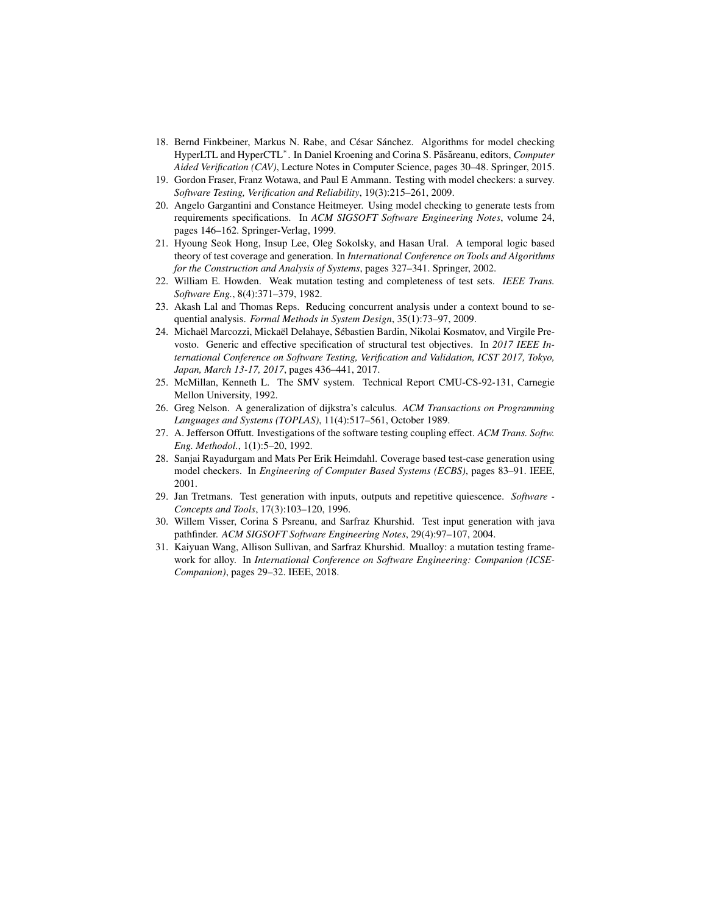18. Bernd Finkbeiner, Markus N. Rabe, and César Sánchez. Algorithms for model checking HyperLTL and HyperCTL*. In Daniel Kroening and Corina S. Păsăreanu, editors, *Computer Aided Verification (CAV)*, Lecture Notes in Computer Science, pages 30–48. Springer, 2015.
19. Gordon Fraser, Franz Wotawa, and Paul E Ammann. Testing with model checkers: a survey. *Software Testing, Verification and Reliability*, 19(3):215–261, 2009.
20. Angelo Gargantini and Constance Heitmeyer. Using model checking to generate tests from requirements specifications. In *ACM SIGSOFT Software Engineering Notes*, volume 24, pages 146–162. Springer-Verlag, 1999.
21. Hyoung Seok Hong, Insup Lee, Oleg Sokolsky, and Hasan Ural. A temporal logic based theory of test coverage and generation. In *International Conference on Tools and Algorithms for the Construction and Analysis of Systems*, pages 327–341. Springer, 2002.
22. William E. Howden. Weak mutation testing and completeness of test sets. *IEEE Trans. Software Eng.*, 8(4):371–379, 1982.
23. Akash Lal and Thomas Reps. Reducing concurrent analysis under a context bound to sequential analysis. *Formal Methods in System Design*, 35(1):73–97, 2009.
24. Michaël Marcozzi, Mickaël Delahaye, Sébastien Bardin, Nikolai Kosmatov, and Virgile Prevosto. Generic and effective specification of structural test objectives. In *2017 IEEE International Conference on Software Testing, Verification and Validation, ICST 2017, Tokyo, Japan, March 13-17, 2017*, pages 436–441, 2017.
25. McMillan, Kenneth L. The SMV system. Technical Report CMU-CS-92-131, Carnegie Mellon University, 1992.
26. Greg Nelson. A generalization of dijkstra's calculus. *ACM Transactions on Programming Languages and Systems (TOPLAS)*, 11(4):517–561, October 1989.
27. A. Jefferson Offutt. Investigations of the software testing coupling effect. *ACM Trans. Softw. Eng. Methodol.*, 1(1):5–20, 1992.
28. Sanjai Rayadurgam and Mats Per Erik Heimdahl. Coverage based test-case generation using model checkers. In *Engineering of Computer Based Systems (ECBS)*, pages 83–91. IEEE, 2001.
29. Jan Tretmans. Test generation with inputs, outputs and repetitive quiescence. *Software - Concepts and Tools*, 17(3):103–120, 1996.
30. Willem Visser, Corina S Psreanu, and Sarfraz Khurshid. Test input generation with java pathfinder. *ACM SIGSOFT Software Engineering Notes*, 29(4):97–107, 2004.
31. Kaiyuan Wang, Allison Sullivan, and Sarfraz Khurshid. Mualloy: a mutation testing framework for alloy. In *International Conference on Software Engineering: Companion (ICSE-Companion)*, pages 29–32. IEEE, 2018.